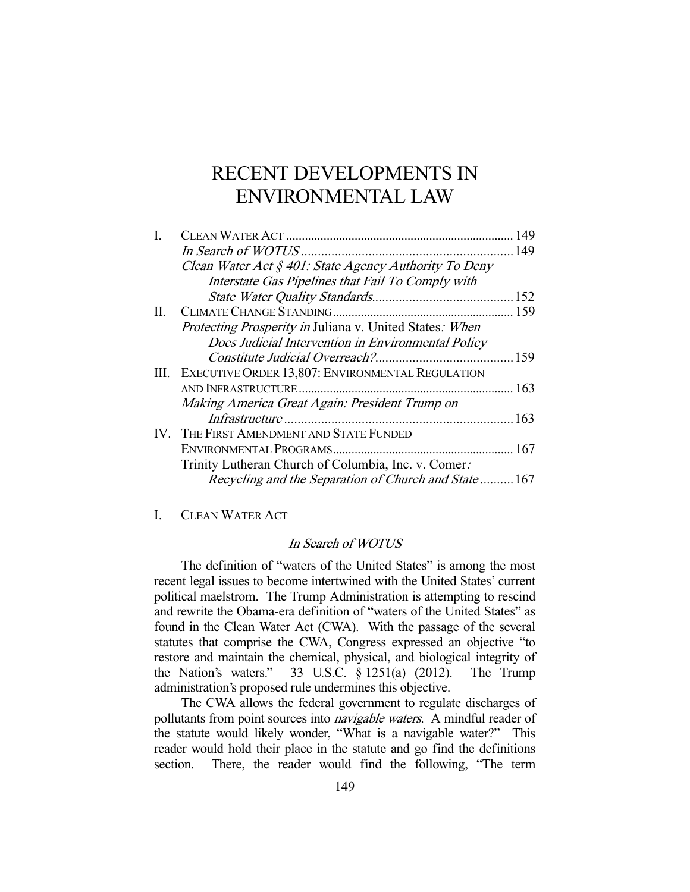# RECENT DEVELOPMENTS IN ENVIRONMENTAL LAW

| | | |
|---|---|---|
| I. | CLEAN WATER ACT | 149 |
| | *In Search of WOTUS* | 149 |
| | *Clean Water Act § 401: State Agency Authority To Deny Interstate Gas Pipelines that Fail To Comply with State Water Quality Standards* | 152 |
| II. | CLIMATE CHANGE STANDING | 159 |
| | *Protecting Prosperity in* Juliana v. United States*: When Does Judicial Intervention in Environmental Policy Constitute Judicial Overreach?* | 159 |
| III. | EXECUTIVE ORDER 13,807: ENVIRONMENTAL REGULATION AND INFRASTRUCTURE | 163 |
| | *Making America Great Again: President Trump on Infrastructure* | 163 |
| IV. | THE FIRST AMENDMENT AND STATE FUNDED ENVIRONMENTAL PROGRAMS | 167 |
| | Trinity Lutheran Church of Columbia, Inc. v. Comer*: Recycling and the Separation of Church and State* | 167 |

## I. CLEAN WATER ACT

### *In Search of WOTUS*

The definition of "waters of the United States" is among the most recent legal issues to become intertwined with the United States' current political maelstrom. The Trump Administration is attempting to rescind and rewrite the Obama-era definition of "waters of the United States" as found in the Clean Water Act (CWA). With the passage of the several statutes that comprise the CWA, Congress expressed an objective "to restore and maintain the chemical, physical, and biological integrity of the Nation's waters." 33 U.S.C. § 1251(a) (2012). The Trump administration's proposed rule undermines this objective.

The CWA allows the federal government to regulate discharges of pollutants from point sources into *navigable waters*. A mindful reader of the statute would likely wonder, "What is a navigable water?" This reader would hold their place in the statute and go find the definitions section. There, the reader would find the following, "The term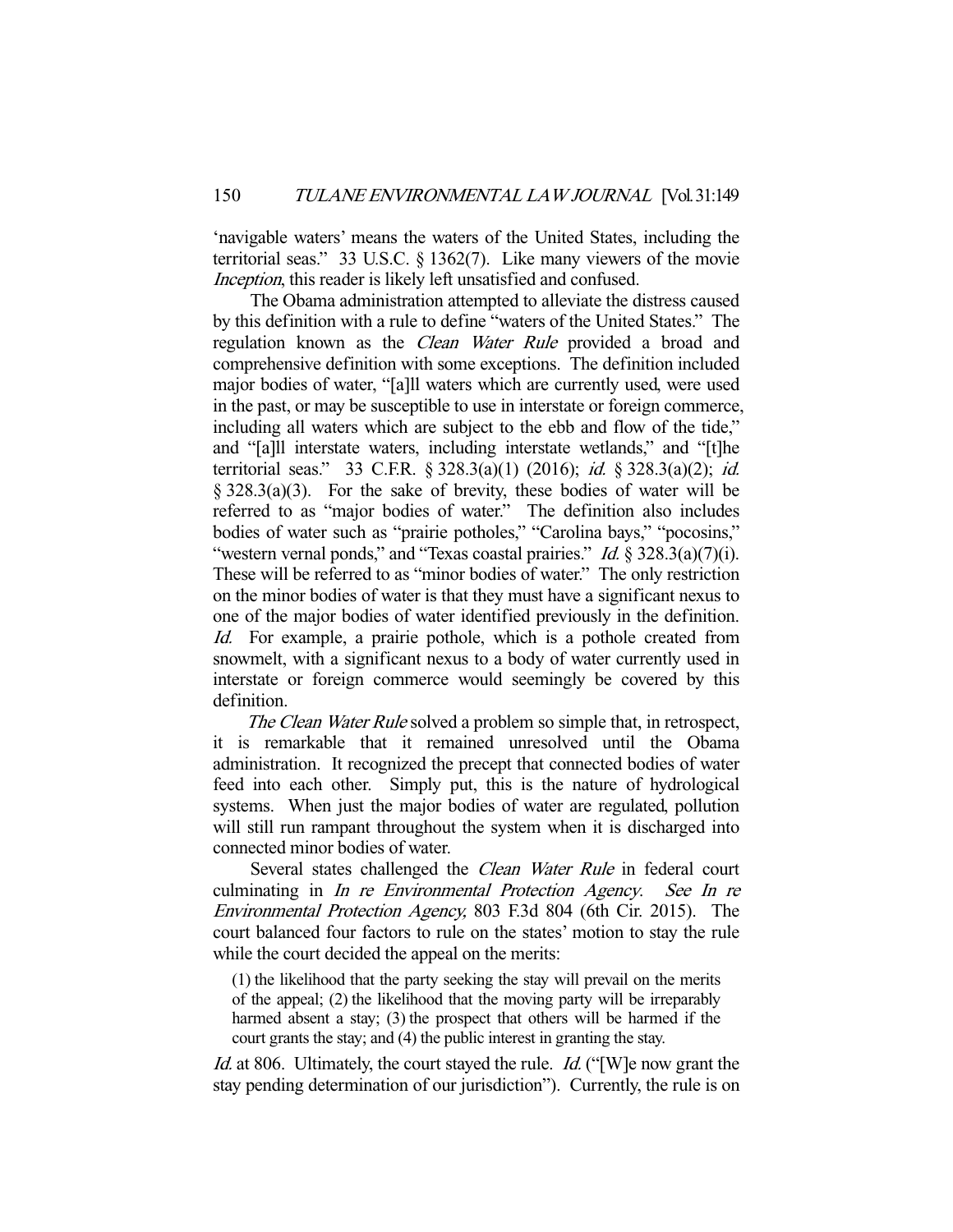'navigable waters' means the waters of the United States, including the territorial seas." 33 U.S.C. § 1362(7). Like many viewers of the movie *Inception*, this reader is likely left unsatisfied and confused.

The Obama administration attempted to alleviate the distress caused by this definition with a rule to define "waters of the United States." The regulation known as the *Clean Water Rule* provided a broad and comprehensive definition with some exceptions. The definition included major bodies of water, "[a]ll waters which are currently used, were used in the past, or may be susceptible to use in interstate or foreign commerce, including all waters which are subject to the ebb and flow of the tide," and "[a]ll interstate waters, including interstate wetlands," and "[t]he territorial seas." 33 C.F.R. § 328.3(a)(1) (2016); *id.* § 328.3(a)(2); *id.* § 328.3(a)(3). For the sake of brevity, these bodies of water will be referred to as "major bodies of water." The definition also includes bodies of water such as "prairie potholes," "Carolina bays," "pocosins," "western vernal ponds," and "Texas coastal prairies." *Id.* § 328.3(a)(7)(i). These will be referred to as "minor bodies of water." The only restriction on the minor bodies of water is that they must have a significant nexus to one of the major bodies of water identified previously in the definition. *Id.* For example, a prairie pothole, which is a pothole created from snowmelt, with a significant nexus to a body of water currently used in interstate or foreign commerce would seemingly be covered by this definition.

*The Clean Water Rule* solved a problem so simple that, in retrospect, it is remarkable that it remained unresolved until the Obama administration. It recognized the precept that connected bodies of water feed into each other. Simply put, this is the nature of hydrological systems. When just the major bodies of water are regulated, pollution will still run rampant throughout the system when it is discharged into connected minor bodies of water.

Several states challenged the *Clean Water Rule* in federal court culminating in *In re Environmental Protection Agency*. *See In re Environmental Protection Agency,* 803 F.3d 804 (6th Cir. 2015). The court balanced four factors to rule on the states' motion to stay the rule while the court decided the appeal on the merits:

> (1) the likelihood that the party seeking the stay will prevail on the merits of the appeal; (2) the likelihood that the moving party will be irreparably harmed absent a stay; (3) the prospect that others will be harmed if the court grants the stay; and (4) the public interest in granting the stay.

*Id.* at 806. Ultimately, the court stayed the rule. *Id.* ("[W]e now grant the stay pending determination of our jurisdiction"). Currently, the rule is on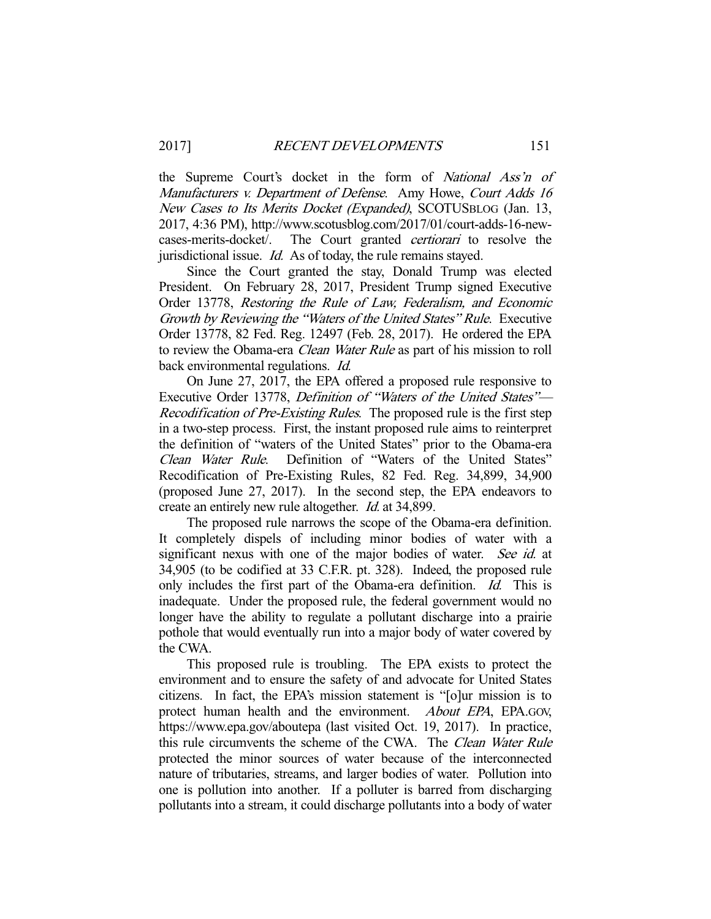the Supreme Court's docket in the form of *National Ass'n of Manufacturers v. Department of Defense*. Amy Howe, *Court Adds 16 New Cases to Its Merits Docket (Expanded)*, SCOTUSBLOG (Jan. 13, 2017, 4:36 PM), http://www.scotusblog.com/2017/01/court-adds-16-new-cases-merits-docket/. The Court granted *certiorari* to resolve the jurisdictional issue. *Id.* As of today, the rule remains stayed.

Since the Court granted the stay, Donald Trump was elected President. On February 28, 2017, President Trump signed Executive Order 13778, *Restoring the Rule of Law, Federalism, and Economic Growth by Reviewing the "Waters of the United States" Rule*. Executive Order 13778, 82 Fed. Reg. 12497 (Feb. 28, 2017). He ordered the EPA to review the Obama-era *Clean Water Rule* as part of his mission to roll back environmental regulations. *Id.*

On June 27, 2017, the EPA offered a proposed rule responsive to Executive Order 13778, *Definition of "Waters of the United States"—Recodification of Pre-Existing Rules*. The proposed rule is the first step in a two-step process. First, the instant proposed rule aims to reinterpret the definition of "waters of the United States" prior to the Obama-era *Clean Water Rule*. Definition of "Waters of the United States" Recodification of Pre-Existing Rules, 82 Fed. Reg. 34,899, 34,900 (proposed June 27, 2017). In the second step, the EPA endeavors to create an entirely new rule altogether. *Id.* at 34,899.

The proposed rule narrows the scope of the Obama-era definition. It completely dispels of including minor bodies of water with a significant nexus with one of the major bodies of water. *See id.* at 34,905 (to be codified at 33 C.F.R. pt. 328). Indeed, the proposed rule only includes the first part of the Obama-era definition. *Id.* This is inadequate. Under the proposed rule, the federal government would no longer have the ability to regulate a pollutant discharge into a prairie pothole that would eventually run into a major body of water covered by the CWA.

This proposed rule is troubling. The EPA exists to protect the environment and to ensure the safety of and advocate for United States citizens. In fact, the EPA's mission statement is "[o]ur mission is to protect human health and the environment. *About EPA*, EPA.GOV, https://www.epa.gov/aboutepa (last visited Oct. 19, 2017). In practice, this rule circumvents the scheme of the CWA. The *Clean Water Rule* protected the minor sources of water because of the interconnected nature of tributaries, streams, and larger bodies of water. Pollution into one is pollution into another. If a polluter is barred from discharging pollutants into a stream, it could discharge pollutants into a body of water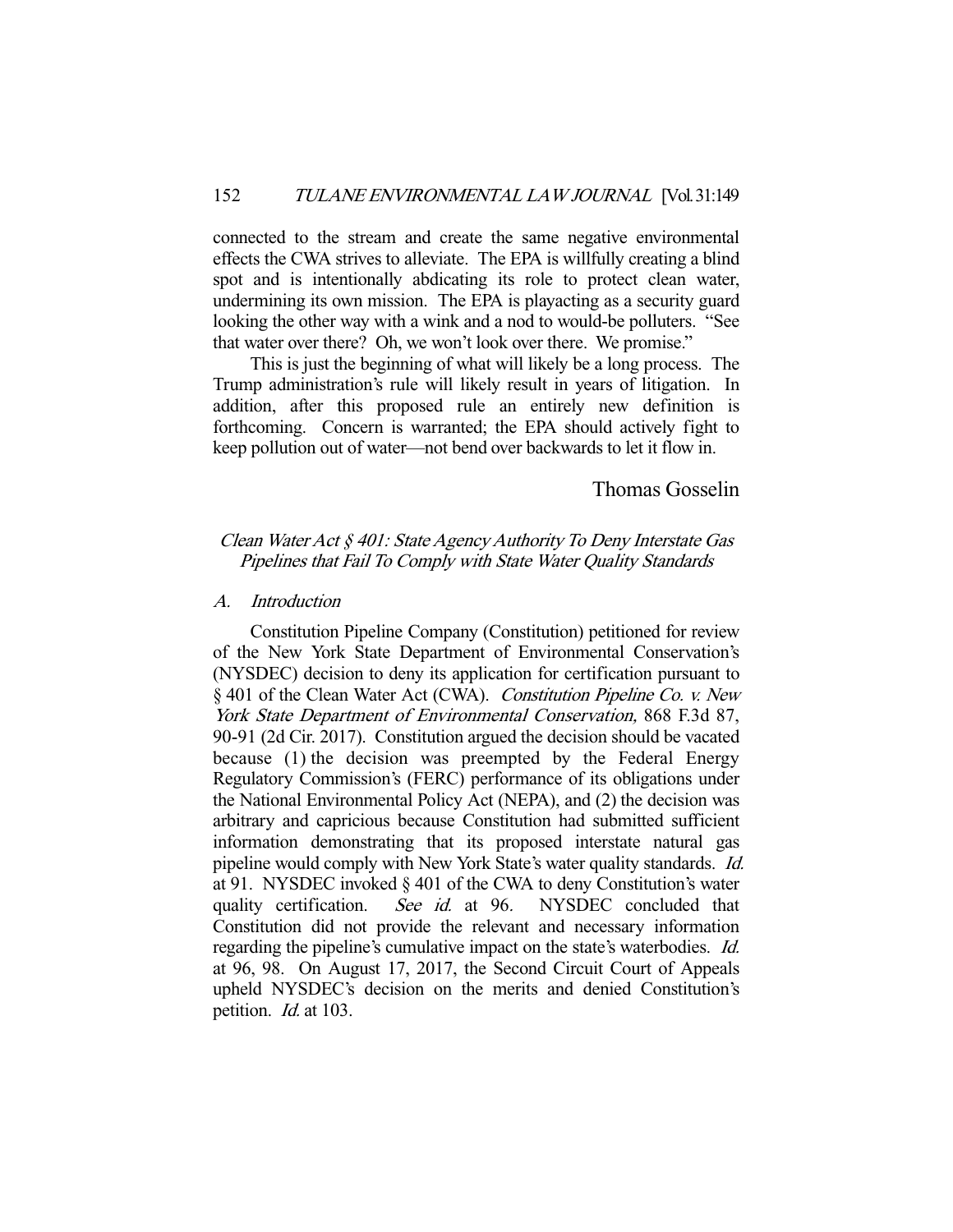connected to the stream and create the same negative environmental effects the CWA strives to alleviate. The EPA is willfully creating a blind spot and is intentionally abdicating its role to protect clean water, undermining its own mission. The EPA is playacting as a security guard looking the other way with a wink and a nod to would-be polluters. "See that water over there? Oh, we won't look over there. We promise."

This is just the beginning of what will likely be a long process. The Trump administration's rule will likely result in years of litigation. In addition, after this proposed rule an entirely new definition is forthcoming. Concern is warranted; the EPA should actively fight to keep pollution out of water—not bend over backwards to let it flow in.

Thomas Gosselin

## *Clean Water Act § 401: State Agency Authority To Deny Interstate Gas Pipelines that Fail To Comply with State Water Quality Standards*

### *A. Introduction*

Constitution Pipeline Company (Constitution) petitioned for review of the New York State Department of Environmental Conservation's (NYSDEC) decision to deny its application for certification pursuant to § 401 of the Clean Water Act (CWA). *Constitution Pipeline Co. v. New York State Department of Environmental Conservation,* 868 F.3d 87, 90-91 (2d Cir. 2017). Constitution argued the decision should be vacated because (1) the decision was preempted by the Federal Energy Regulatory Commission's (FERC) performance of its obligations under the National Environmental Policy Act (NEPA), and (2) the decision was arbitrary and capricious because Constitution had submitted sufficient information demonstrating that its proposed interstate natural gas pipeline would comply with New York State's water quality standards. *Id.* at 91. NYSDEC invoked § 401 of the CWA to deny Constitution's water quality certification. *See id.* at 96. NYSDEC concluded that Constitution did not provide the relevant and necessary information regarding the pipeline's cumulative impact on the state's waterbodies. *Id.* at 96, 98. On August 17, 2017, the Second Circuit Court of Appeals upheld NYSDEC's decision on the merits and denied Constitution's petition. *Id.* at 103.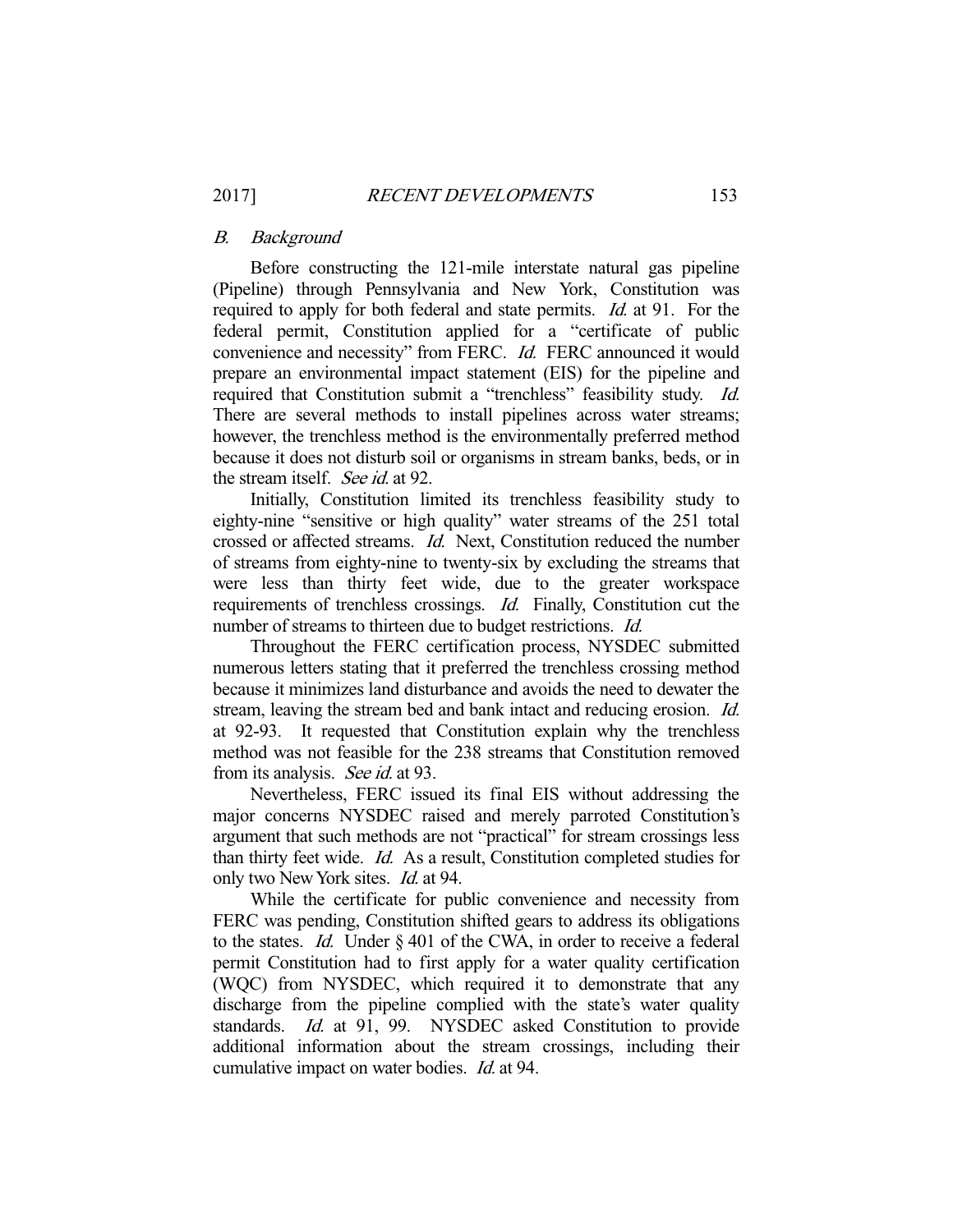### *B. Background*

Before constructing the 121-mile interstate natural gas pipeline (Pipeline) through Pennsylvania and New York, Constitution was required to apply for both federal and state permits. *Id.* at 91. For the federal permit, Constitution applied for a "certificate of public convenience and necessity" from FERC. *Id.* FERC announced it would prepare an environmental impact statement (EIS) for the pipeline and required that Constitution submit a "trenchless" feasibility study. *Id.* There are several methods to install pipelines across water streams; however, the trenchless method is the environmentally preferred method because it does not disturb soil or organisms in stream banks, beds, or in the stream itself. *See id.* at 92.

Initially, Constitution limited its trenchless feasibility study to eighty-nine "sensitive or high quality" water streams of the 251 total crossed or affected streams. *Id.* Next, Constitution reduced the number of streams from eighty-nine to twenty-six by excluding the streams that were less than thirty feet wide, due to the greater workspace requirements of trenchless crossings. *Id.* Finally, Constitution cut the number of streams to thirteen due to budget restrictions. *Id.*

Throughout the FERC certification process, NYSDEC submitted numerous letters stating that it preferred the trenchless crossing method because it minimizes land disturbance and avoids the need to dewater the stream, leaving the stream bed and bank intact and reducing erosion. *Id.* at 92-93. It requested that Constitution explain why the trenchless method was not feasible for the 238 streams that Constitution removed from its analysis. *See id.* at 93.

Nevertheless, FERC issued its final EIS without addressing the major concerns NYSDEC raised and merely parroted Constitution's argument that such methods are not "practical" for stream crossings less than thirty feet wide. *Id.* As a result, Constitution completed studies for only two New York sites. *Id.* at 94.

While the certificate for public convenience and necessity from FERC was pending, Constitution shifted gears to address its obligations to the states. *Id.* Under § 401 of the CWA, in order to receive a federal permit Constitution had to first apply for a water quality certification (WQC) from NYSDEC, which required it to demonstrate that any discharge from the pipeline complied with the state's water quality standards. *Id.* at 91, 99. NYSDEC asked Constitution to provide additional information about the stream crossings, including their cumulative impact on water bodies. *Id.* at 94.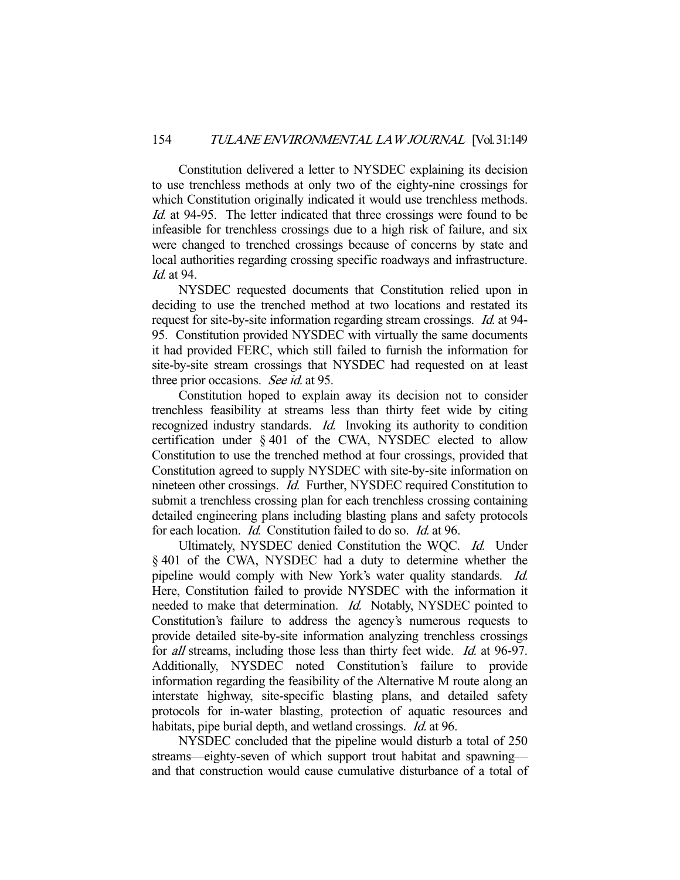Constitution delivered a letter to NYSDEC explaining its decision to use trenchless methods at only two of the eighty-nine crossings for which Constitution originally indicated it would use trenchless methods. *Id.* at 94-95. The letter indicated that three crossings were found to be infeasible for trenchless crossings due to a high risk of failure, and six were changed to trenched crossings because of concerns by state and local authorities regarding crossing specific roadways and infrastructure. *Id.* at 94.

NYSDEC requested documents that Constitution relied upon in deciding to use the trenched method at two locations and restated its request for site-by-site information regarding stream crossings. *Id.* at 94-95. Constitution provided NYSDEC with virtually the same documents it had provided FERC, which still failed to furnish the information for site-by-site stream crossings that NYSDEC had requested on at least three prior occasions. *See id.* at 95.

Constitution hoped to explain away its decision not to consider trenchless feasibility at streams less than thirty feet wide by citing recognized industry standards. *Id.* Invoking its authority to condition certification under § 401 of the CWA, NYSDEC elected to allow Constitution to use the trenched method at four crossings, provided that Constitution agreed to supply NYSDEC with site-by-site information on nineteen other crossings. *Id.* Further, NYSDEC required Constitution to submit a trenchless crossing plan for each trenchless crossing containing detailed engineering plans including blasting plans and safety protocols for each location. *Id.* Constitution failed to do so. *Id.* at 96.

Ultimately, NYSDEC denied Constitution the WQC. *Id.* Under § 401 of the CWA, NYSDEC had a duty to determine whether the pipeline would comply with New York's water quality standards. *Id.* Here, Constitution failed to provide NYSDEC with the information it needed to make that determination. *Id.* Notably, NYSDEC pointed to Constitution's failure to address the agency's numerous requests to provide detailed site-by-site information analyzing trenchless crossings for *all* streams, including those less than thirty feet wide. *Id.* at 96-97. Additionally, NYSDEC noted Constitution's failure to provide information regarding the feasibility of the Alternative M route along an interstate highway, site-specific blasting plans, and detailed safety protocols for in-water blasting, protection of aquatic resources and habitats, pipe burial depth, and wetland crossings. *Id.* at 96.

NYSDEC concluded that the pipeline would disturb a total of 250 streams—eighty-seven of which support trout habitat and spawning—and that construction would cause cumulative disturbance of a total of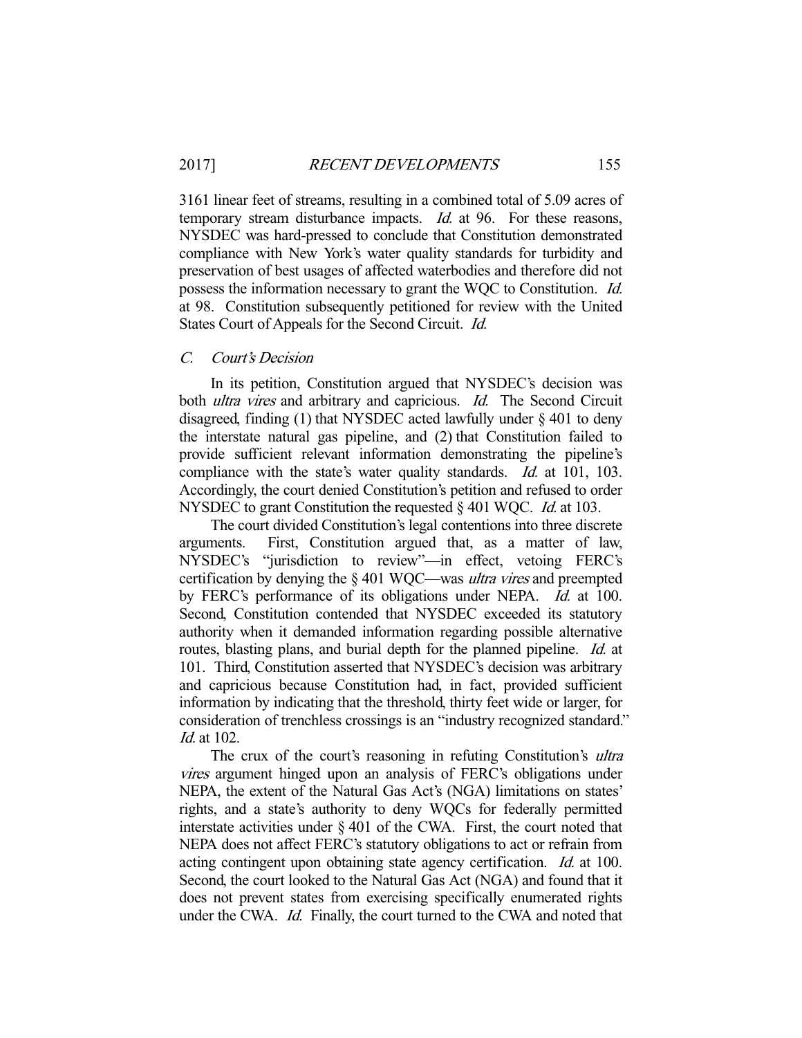3161 linear feet of streams, resulting in a combined total of 5.09 acres of temporary stream disturbance impacts. *Id.* at 96. For these reasons, NYSDEC was hard-pressed to conclude that Constitution demonstrated compliance with New York's water quality standards for turbidity and preservation of best usages of affected waterbodies and therefore did not possess the information necessary to grant the WQC to Constitution. *Id.* at 98. Constitution subsequently petitioned for review with the United States Court of Appeals for the Second Circuit. *Id.*

### *C. Court's Decision*

In its petition, Constitution argued that NYSDEC's decision was both *ultra vires* and arbitrary and capricious. *Id.* The Second Circuit disagreed, finding (1) that NYSDEC acted lawfully under § 401 to deny the interstate natural gas pipeline, and (2) that Constitution failed to provide sufficient relevant information demonstrating the pipeline's compliance with the state's water quality standards. *Id.* at 101, 103. Accordingly, the court denied Constitution's petition and refused to order NYSDEC to grant Constitution the requested § 401 WQC. *Id.* at 103.

The court divided Constitution's legal contentions into three discrete arguments. First, Constitution argued that, as a matter of law, NYSDEC's "jurisdiction to review"—in effect, vetoing FERC's certification by denying the § 401 WQC—was *ultra vires* and preempted by FERC's performance of its obligations under NEPA. *Id.* at 100. Second, Constitution contended that NYSDEC exceeded its statutory authority when it demanded information regarding possible alternative routes, blasting plans, and burial depth for the planned pipeline. *Id.* at 101. Third, Constitution asserted that NYSDEC's decision was arbitrary and capricious because Constitution had, in fact, provided sufficient information by indicating that the threshold, thirty feet wide or larger, for consideration of trenchless crossings is an "industry recognized standard." *Id.* at 102.

The crux of the court's reasoning in refuting Constitution's *ultra vires* argument hinged upon an analysis of FERC's obligations under NEPA, the extent of the Natural Gas Act's (NGA) limitations on states' rights, and a state's authority to deny WQCs for federally permitted interstate activities under § 401 of the CWA. First, the court noted that NEPA does not affect FERC's statutory obligations to act or refrain from acting contingent upon obtaining state agency certification. *Id.* at 100. Second, the court looked to the Natural Gas Act (NGA) and found that it does not prevent states from exercising specifically enumerated rights under the CWA. *Id.* Finally, the court turned to the CWA and noted that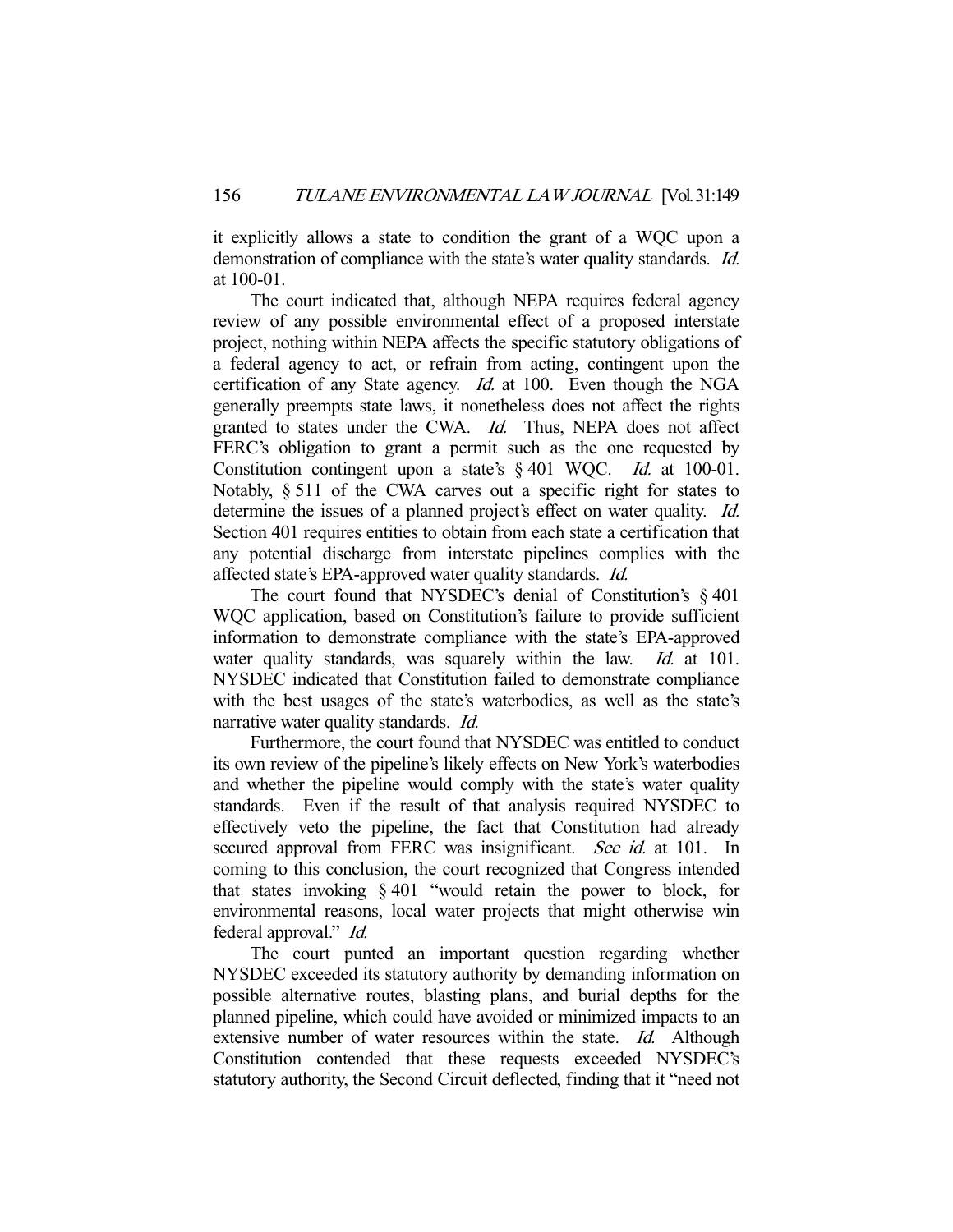it explicitly allows a state to condition the grant of a WQC upon a demonstration of compliance with the state's water quality standards. *Id.* at 100-01.

The court indicated that, although NEPA requires federal agency review of any possible environmental effect of a proposed interstate project, nothing within NEPA affects the specific statutory obligations of a federal agency to act, or refrain from acting, contingent upon the certification of any State agency. *Id.* at 100. Even though the NGA generally preempts state laws, it nonetheless does not affect the rights granted to states under the CWA. *Id.* Thus, NEPA does not affect FERC's obligation to grant a permit such as the one requested by Constitution contingent upon a state's § 401 WQC. *Id.* at 100-01. Notably, § 511 of the CWA carves out a specific right for states to determine the issues of a planned project's effect on water quality. *Id.* Section 401 requires entities to obtain from each state a certification that any potential discharge from interstate pipelines complies with the affected state's EPA-approved water quality standards. *Id.*

The court found that NYSDEC's denial of Constitution's § 401 WQC application, based on Constitution's failure to provide sufficient information to demonstrate compliance with the state's EPA-approved water quality standards, was squarely within the law. *Id.* at 101. NYSDEC indicated that Constitution failed to demonstrate compliance with the best usages of the state's waterbodies, as well as the state's narrative water quality standards. *Id.*

Furthermore, the court found that NYSDEC was entitled to conduct its own review of the pipeline's likely effects on New York's waterbodies and whether the pipeline would comply with the state's water quality standards. Even if the result of that analysis required NYSDEC to effectively veto the pipeline, the fact that Constitution had already secured approval from FERC was insignificant. *See id.* at 101. In coming to this conclusion, the court recognized that Congress intended that states invoking § 401 "would retain the power to block, for environmental reasons, local water projects that might otherwise win federal approval." *Id.*

The court punted an important question regarding whether NYSDEC exceeded its statutory authority by demanding information on possible alternative routes, blasting plans, and burial depths for the planned pipeline, which could have avoided or minimized impacts to an extensive number of water resources within the state. *Id.* Although Constitution contended that these requests exceeded NYSDEC's statutory authority, the Second Circuit deflected, finding that it "need not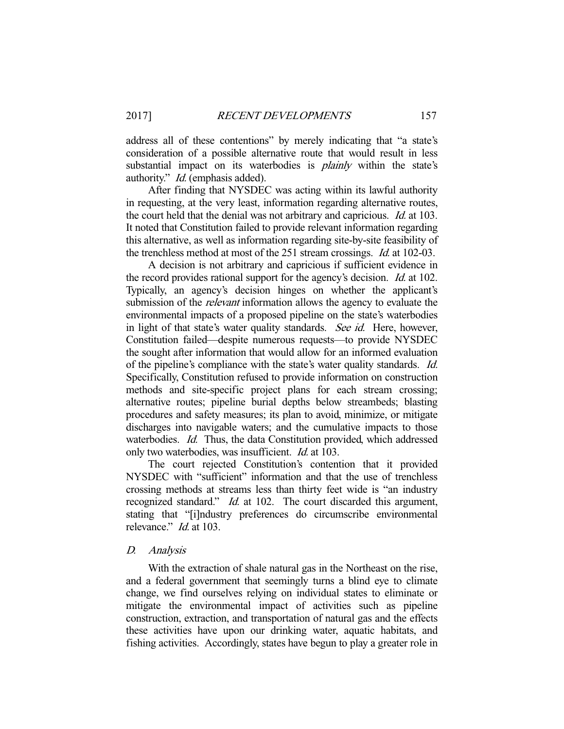address all of these contentions" by merely indicating that "a state's consideration of a possible alternative route that would result in less substantial impact on its waterbodies is *plainly* within the state's authority." *Id.* (emphasis added).

After finding that NYSDEC was acting within its lawful authority in requesting, at the very least, information regarding alternative routes, the court held that the denial was not arbitrary and capricious. *Id.* at 103. It noted that Constitution failed to provide relevant information regarding this alternative, as well as information regarding site-by-site feasibility of the trenchless method at most of the 251 stream crossings. *Id.* at 102-03.

A decision is not arbitrary and capricious if sufficient evidence in the record provides rational support for the agency's decision. *Id.* at 102. Typically, an agency's decision hinges on whether the applicant's submission of the *relevant* information allows the agency to evaluate the environmental impacts of a proposed pipeline on the state's waterbodies in light of that state's water quality standards. *See id.* Here, however, Constitution failed—despite numerous requests—to provide NYSDEC the sought after information that would allow for an informed evaluation of the pipeline's compliance with the state's water quality standards. *Id.* Specifically, Constitution refused to provide information on construction methods and site-specific project plans for each stream crossing; alternative routes; pipeline burial depths below streambeds; blasting procedures and safety measures; its plan to avoid, minimize, or mitigate discharges into navigable waters; and the cumulative impacts to those waterbodies. *Id.* Thus, the data Constitution provided, which addressed only two waterbodies, was insufficient. *Id.* at 103.

The court rejected Constitution's contention that it provided NYSDEC with "sufficient" information and that the use of trenchless crossing methods at streams less than thirty feet wide is "an industry recognized standard." *Id.* at 102. The court discarded this argument, stating that "[i]ndustry preferences do circumscribe environmental relevance." *Id.* at 103.

### *D. Analysis*

With the extraction of shale natural gas in the Northeast on the rise, and a federal government that seemingly turns a blind eye to climate change, we find ourselves relying on individual states to eliminate or mitigate the environmental impact of activities such as pipeline construction, extraction, and transportation of natural gas and the effects these activities have upon our drinking water, aquatic habitats, and fishing activities. Accordingly, states have begun to play a greater role in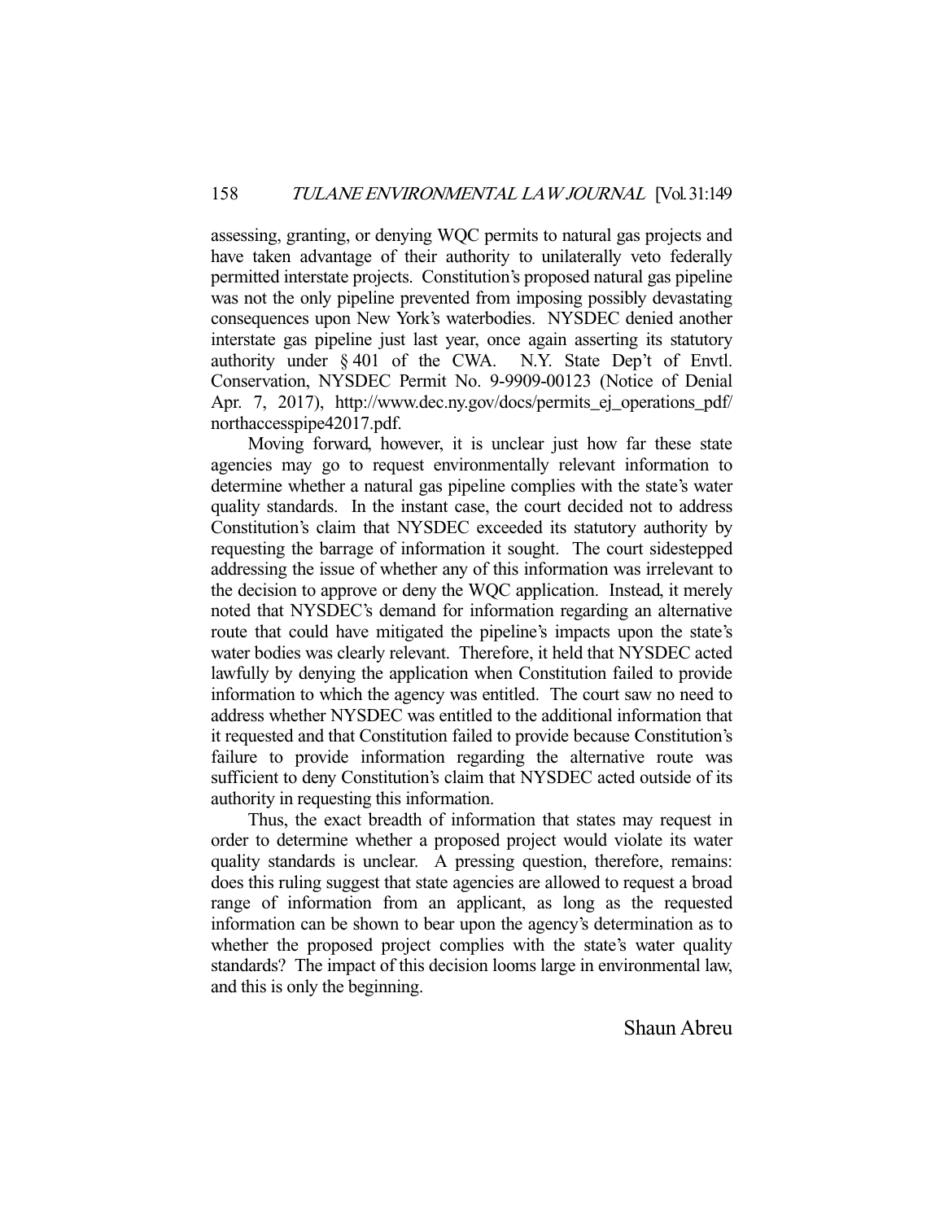assessing, granting, or denying WQC permits to natural gas projects and have taken advantage of their authority to unilaterally veto federally permitted interstate projects. Constitution's proposed natural gas pipeline was not the only pipeline prevented from imposing possibly devastating consequences upon New York's waterbodies. NYSDEC denied another interstate gas pipeline just last year, once again asserting its statutory authority under § 401 of the CWA. N.Y. State Dep't of Envtl. Conservation, NYSDEC Permit No. 9-9909-00123 (Notice of Denial Apr. 7, 2017), http://www.dec.ny.gov/docs/permits_ej_operations_pdf/northaccesspipe42017.pdf.

Moving forward, however, it is unclear just how far these state agencies may go to request environmentally relevant information to determine whether a natural gas pipeline complies with the state's water quality standards. In the instant case, the court decided not to address Constitution's claim that NYSDEC exceeded its statutory authority by requesting the barrage of information it sought. The court sidestepped addressing the issue of whether any of this information was irrelevant to the decision to approve or deny the WQC application. Instead, it merely noted that NYSDEC's demand for information regarding an alternative route that could have mitigated the pipeline's impacts upon the state's water bodies was clearly relevant. Therefore, it held that NYSDEC acted lawfully by denying the application when Constitution failed to provide information to which the agency was entitled. The court saw no need to address whether NYSDEC was entitled to the additional information that it requested and that Constitution failed to provide because Constitution's failure to provide information regarding the alternative route was sufficient to deny Constitution's claim that NYSDEC acted outside of its authority in requesting this information.

Thus, the exact breadth of information that states may request in order to determine whether a proposed project would violate its water quality standards is unclear. A pressing question, therefore, remains: does this ruling suggest that state agencies are allowed to request a broad range of information from an applicant, as long as the requested information can be shown to bear upon the agency's determination as to whether the proposed project complies with the state's water quality standards? The impact of this decision looms large in environmental law, and this is only the beginning.

Shaun Abreu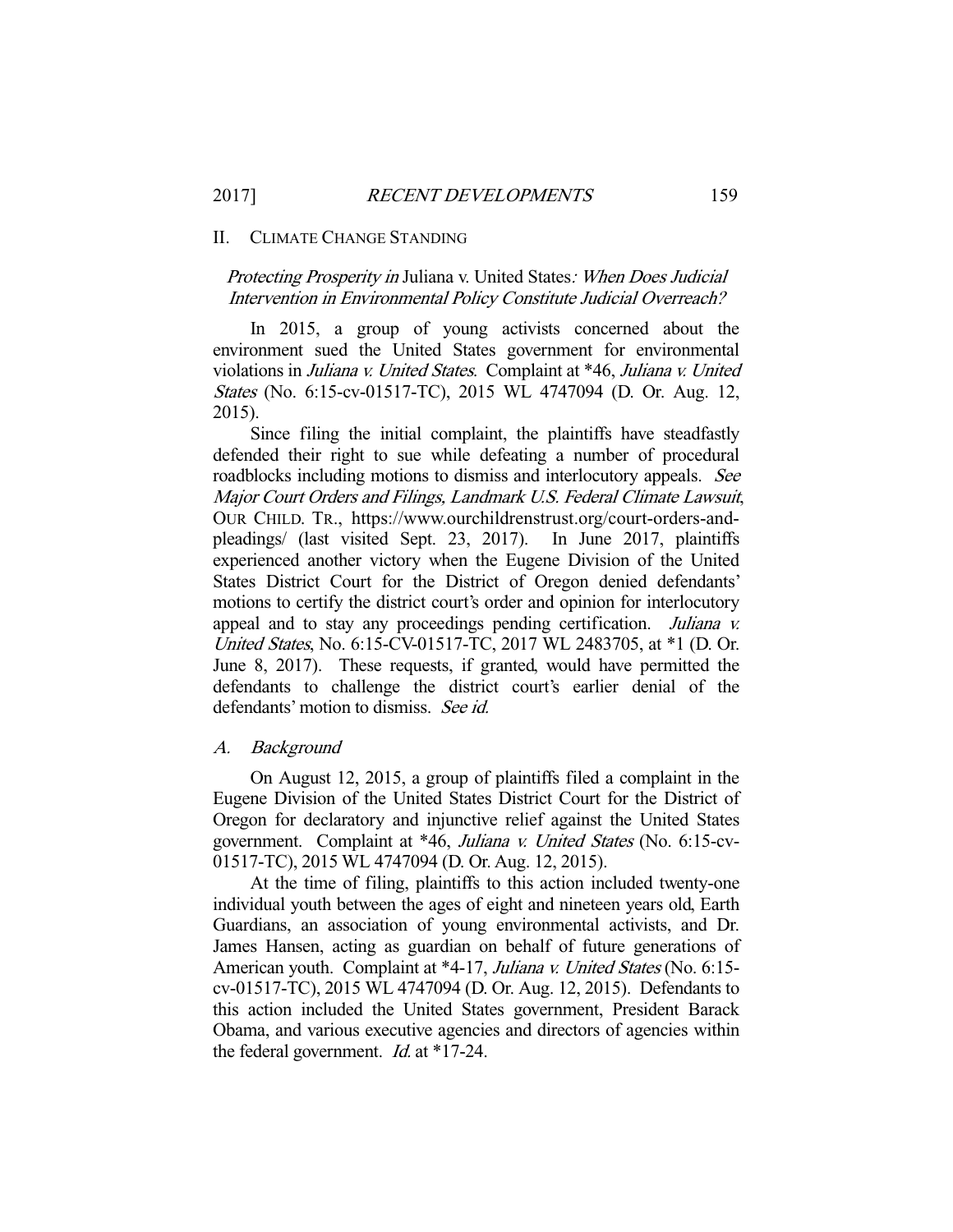## II. Climate Change Standing

### *Protecting Prosperity in* Juliana v. United States*: When Does Judicial Intervention in Environmental Policy Constitute Judicial Overreach?*

In 2015, a group of young activists concerned about the environment sued the United States government for environmental violations in *Juliana v. United States*. Complaint at *46, *Juliana v. United States* (No. 6:15-cv-01517-TC), 2015 WL 4747094 (D. Or. Aug. 12, 2015).

Since filing the initial complaint, the plaintiffs have steadfastly defended their right to sue while defeating a number of procedural roadblocks including motions to dismiss and interlocutory appeals. *See Major Court Orders and Filings, Landmark U.S. Federal Climate Lawsuit*, OUR CHILD. TR., https://www.ourchildrenstrust.org/court-orders-and-pleadings/ (last visited Sept. 23, 2017). In June 2017, plaintiffs experienced another victory when the Eugene Division of the United States District Court for the District of Oregon denied defendants' motions to certify the district court's order and opinion for interlocutory appeal and to stay any proceedings pending certification. *Juliana v. United States*, No. 6:15-CV-01517-TC, 2017 WL 2483705, at *1 (D. Or. June 8, 2017). These requests, if granted, would have permitted the defendants to challenge the district court's earlier denial of the defendants' motion to dismiss. *See id.*

### *A. Background*

On August 12, 2015, a group of plaintiffs filed a complaint in the Eugene Division of the United States District Court for the District of Oregon for declaratory and injunctive relief against the United States government. Complaint at *46, *Juliana v. United States* (No. 6:15-cv-01517-TC), 2015 WL 4747094 (D. Or. Aug. 12, 2015).

At the time of filing, plaintiffs to this action included twenty-one individual youth between the ages of eight and nineteen years old, Earth Guardians, an association of young environmental activists, and Dr. James Hansen, acting as guardian on behalf of future generations of American youth. Complaint at *4-17, *Juliana v. United States* (No. 6:15-cv-01517-TC), 2015 WL 4747094 (D. Or. Aug. 12, 2015). Defendants to this action included the United States government, President Barack Obama, and various executive agencies and directors of agencies within the federal government. *Id.* at *17-24.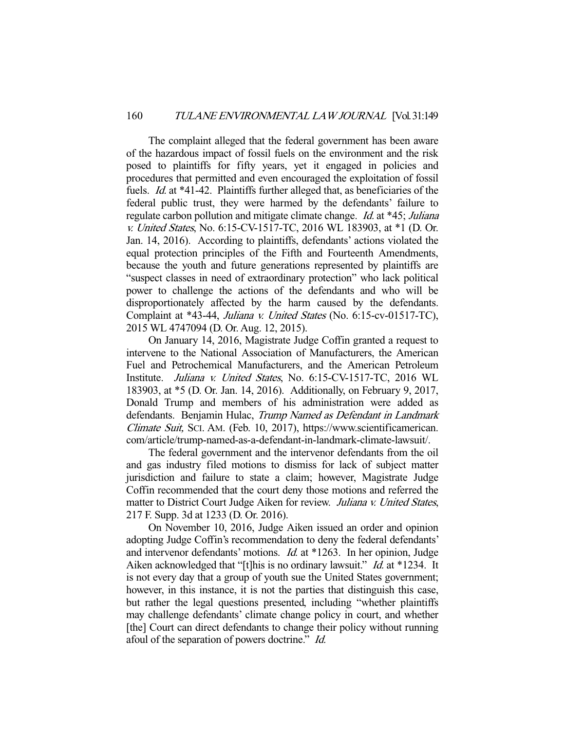The complaint alleged that the federal government has been aware of the hazardous impact of fossil fuels on the environment and the risk posed to plaintiffs for fifty years, yet it engaged in policies and procedures that permitted and even encouraged the exploitation of fossil fuels. *Id.* at *41-42. Plaintiffs further alleged that, as beneficiaries of the federal public trust, they were harmed by the defendants' failure to regulate carbon pollution and mitigate climate change. *Id.* at *45; *Juliana v. United States*, No. 6:15-CV-1517-TC, 2016 WL 183903, at *1 (D. Or. Jan. 14, 2016). According to plaintiffs, defendants' actions violated the equal protection principles of the Fifth and Fourteenth Amendments, because the youth and future generations represented by plaintiffs are "suspect classes in need of extraordinary protection" who lack political power to challenge the actions of the defendants and who will be disproportionately affected by the harm caused by the defendants. Complaint at *43-44, *Juliana v. United States* (No. 6:15-cv-01517-TC), 2015 WL 4747094 (D. Or. Aug. 12, 2015).

On January 14, 2016, Magistrate Judge Coffin granted a request to intervene to the National Association of Manufacturers, the American Fuel and Petrochemical Manufacturers, and the American Petroleum Institute. *Juliana v. United States*, No. 6:15-CV-1517-TC, 2016 WL 183903, at *5 (D. Or. Jan. 14, 2016). Additionally, on February 9, 2017, Donald Trump and members of his administration were added as defendants. Benjamin Hulac, *Trump Named as Defendant in Landmark Climate Suit,* SCI. AM. (Feb. 10, 2017), https://www.scientificamerican.com/article/trump-named-as-a-defendant-in-landmark-climate-lawsuit/.

The federal government and the intervenor defendants from the oil and gas industry filed motions to dismiss for lack of subject matter jurisdiction and failure to state a claim; however, Magistrate Judge Coffin recommended that the court deny those motions and referred the matter to District Court Judge Aiken for review. *Juliana v. United States*, 217 F. Supp. 3d at 1233 (D. Or. 2016).

On November 10, 2016, Judge Aiken issued an order and opinion adopting Judge Coffin's recommendation to deny the federal defendants' and intervenor defendants' motions. *Id.* at *1263. In her opinion, Judge Aiken acknowledged that "[t]his is no ordinary lawsuit." *Id.* at *1234. It is not every day that a group of youth sue the United States government; however, in this instance, it is not the parties that distinguish this case, but rather the legal questions presented, including "whether plaintiffs may challenge defendants' climate change policy in court, and whether [the] Court can direct defendants to change their policy without running afoul of the separation of powers doctrine." *Id.*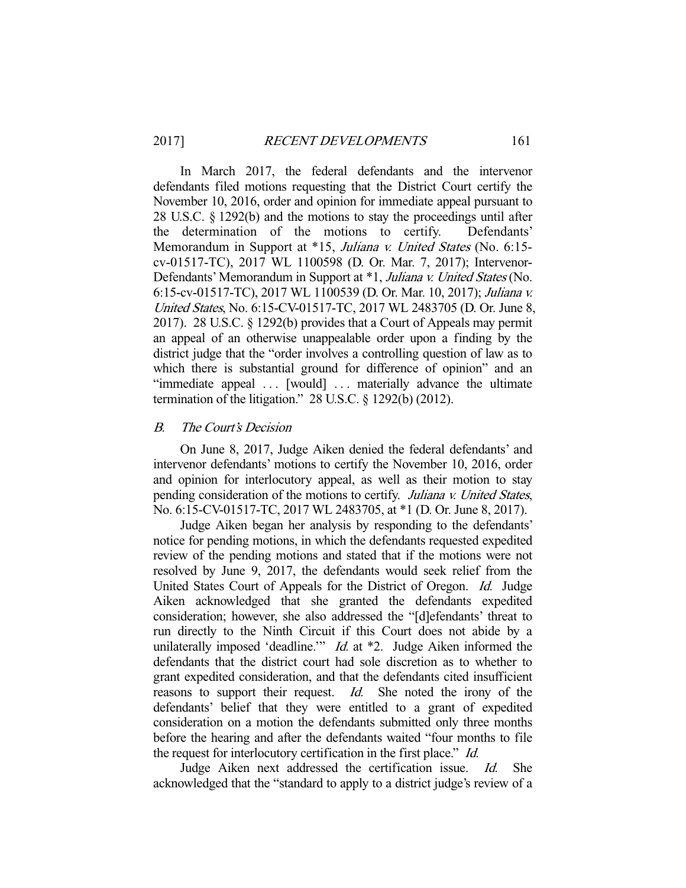In March 2017, the federal defendants and the intervenor defendants filed motions requesting that the District Court certify the November 10, 2016, order and opinion for immediate appeal pursuant to 28 U.S.C. § 1292(b) and the motions to stay the proceedings until after the determination of the motions to certify. Defendants' Memorandum in Support at *15, *Juliana v. United States* (No. 6:15-cv-01517-TC), 2017 WL 1100598 (D. Or. Mar. 7, 2017); Intervenor-Defendants' Memorandum in Support at *1, *Juliana v. United States* (No. 6:15-cv-01517-TC), 2017 WL 1100539 (D. Or. Mar. 10, 2017); *Juliana v. United States*, No. 6:15-CV-01517-TC, 2017 WL 2483705 (D. Or. June 8, 2017). 28 U.S.C. § 1292(b) provides that a Court of Appeals may permit an appeal of an otherwise unappealable order upon a finding by the district judge that the "order involves a controlling question of law as to which there is substantial ground for difference of opinion" and an "immediate appeal . . . [would] . . . materially advance the ultimate termination of the litigation." 28 U.S.C. § 1292(b) (2012).

### *B. The Court's Decision*

On June 8, 2017, Judge Aiken denied the federal defendants' and intervenor defendants' motions to certify the November 10, 2016, order and opinion for interlocutory appeal, as well as their motion to stay pending consideration of the motions to certify. *Juliana v. United States*, No. 6:15-CV-01517-TC, 2017 WL 2483705, at *1 (D. Or. June 8, 2017).

Judge Aiken began her analysis by responding to the defendants' notice for pending motions, in which the defendants requested expedited review of the pending motions and stated that if the motions were not resolved by June 9, 2017, the defendants would seek relief from the United States Court of Appeals for the District of Oregon. *Id.* Judge Aiken acknowledged that she granted the defendants expedited consideration; however, she also addressed the "[d]efendants' threat to run directly to the Ninth Circuit if this Court does not abide by a unilaterally imposed 'deadline.'" *Id.* at *2. Judge Aiken informed the defendants that the district court had sole discretion as to whether to grant expedited consideration, and that the defendants cited insufficient reasons to support their request. *Id.* She noted the irony of the defendants' belief that they were entitled to a grant of expedited consideration on a motion the defendants submitted only three months before the hearing and after the defendants waited "four months to file the request for interlocutory certification in the first place." *Id.*

Judge Aiken next addressed the certification issue. *Id.* She acknowledged that the "standard to apply to a district judge's review of a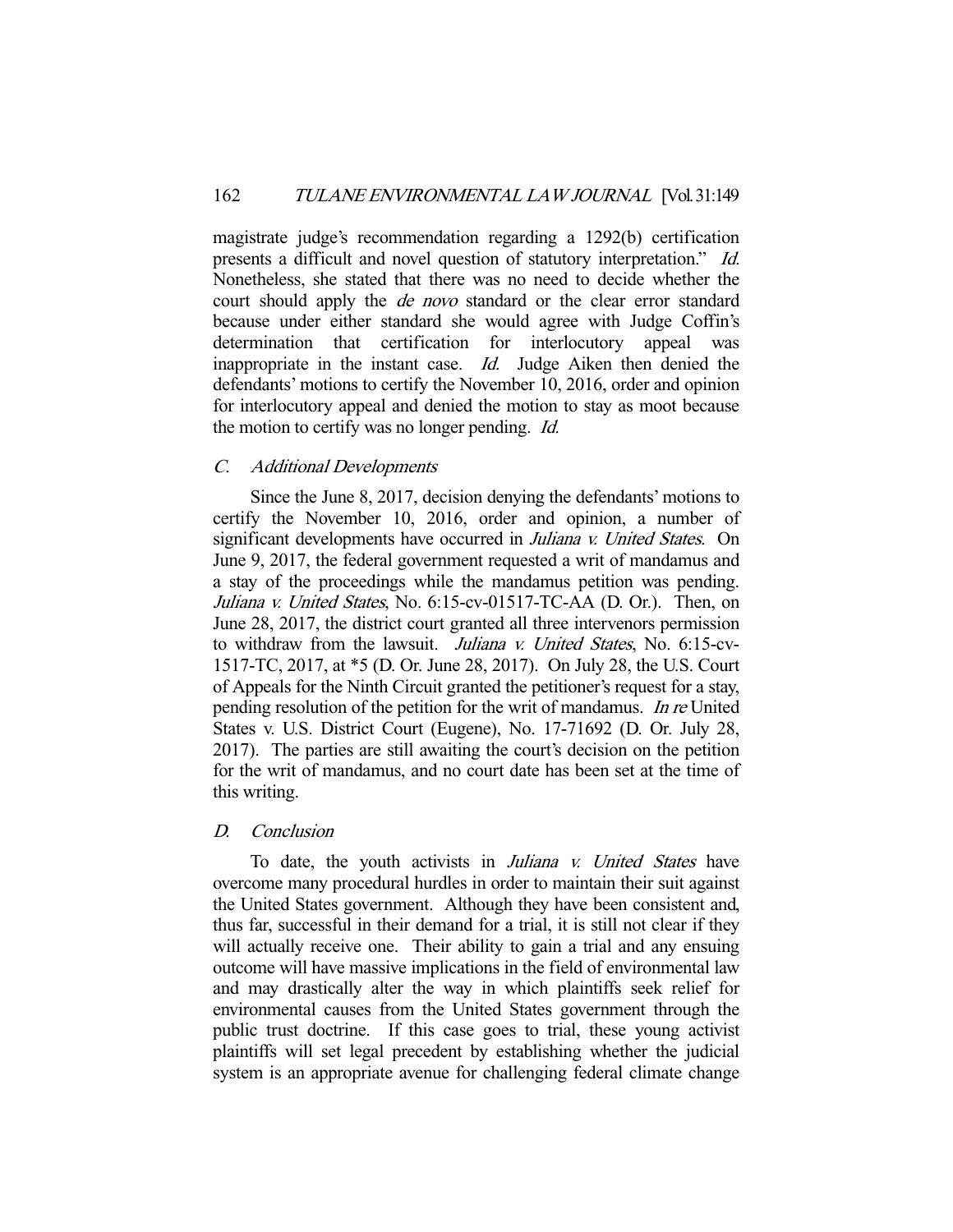magistrate judge's recommendation regarding a 1292(b) certification presents a difficult and novel question of statutory interpretation." *Id.* Nonetheless, she stated that there was no need to decide whether the court should apply the *de novo* standard or the clear error standard because under either standard she would agree with Judge Coffin's determination that certification for interlocutory appeal was inappropriate in the instant case. *Id.* Judge Aiken then denied the defendants' motions to certify the November 10, 2016, order and opinion for interlocutory appeal and denied the motion to stay as moot because the motion to certify was no longer pending. *Id.*

### *C. Additional Developments*

Since the June 8, 2017, decision denying the defendants' motions to certify the November 10, 2016, order and opinion, a number of significant developments have occurred in *Juliana v. United States*. On June 9, 2017, the federal government requested a writ of mandamus and a stay of the proceedings while the mandamus petition was pending. *Juliana v. United States*, No. 6:15-cv-01517-TC-AA (D. Or.). Then, on June 28, 2017, the district court granted all three intervenors permission to withdraw from the lawsuit. *Juliana v. United States*, No. 6:15-cv-1517-TC, 2017, at *5 (D. Or. June 28, 2017). On July 28, the U.S. Court of Appeals for the Ninth Circuit granted the petitioner's request for a stay, pending resolution of the petition for the writ of mandamus. *In re* United States v. U.S. District Court (Eugene), No. 17-71692 (D. Or. July 28, 2017). The parties are still awaiting the court's decision on the petition for the writ of mandamus, and no court date has been set at the time of this writing.

### *D. Conclusion*

To date, the youth activists in *Juliana v. United States* have overcome many procedural hurdles in order to maintain their suit against the United States government. Although they have been consistent and, thus far, successful in their demand for a trial, it is still not clear if they will actually receive one. Their ability to gain a trial and any ensuing outcome will have massive implications in the field of environmental law and may drastically alter the way in which plaintiffs seek relief for environmental causes from the United States government through the public trust doctrine. If this case goes to trial, these young activist plaintiffs will set legal precedent by establishing whether the judicial system is an appropriate avenue for challenging federal climate change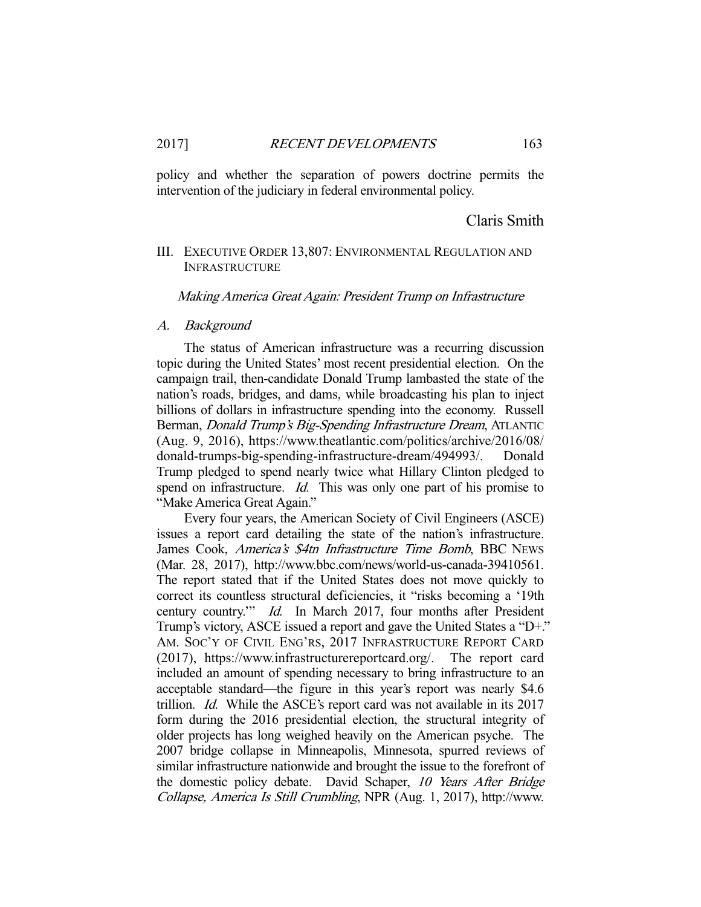policy and whether the separation of powers doctrine permits the intervention of the judiciary in federal environmental policy.

Claris Smith

## III. EXECUTIVE ORDER 13,807: ENVIRONMENTAL REGULATION AND INFRASTRUCTURE

*Making America Great Again: President Trump on Infrastructure*

### *A. Background*

The status of American infrastructure was a recurring discussion topic during the United States' most recent presidential election. On the campaign trail, then-candidate Donald Trump lambasted the state of the nation's roads, bridges, and dams, while broadcasting his plan to inject billions of dollars in infrastructure spending into the economy. Russell Berman, *Donald Trump's Big-Spending Infrastructure Dream*, ATLANTIC (Aug. 9, 2016), https://www.theatlantic.com/politics/archive/2016/08/donald-trumps-big-spending-infrastructure-dream/494993/. Donald Trump pledged to spend nearly twice what Hillary Clinton pledged to spend on infrastructure. *Id.* This was only one part of his promise to "Make America Great Again."

Every four years, the American Society of Civil Engineers (ASCE) issues a report card detailing the state of the nation's infrastructure. James Cook, *America's $4tn Infrastructure Time Bomb*, BBC NEWS (Mar. 28, 2017), http://www.bbc.com/news/world-us-canada-39410561. The report stated that if the United States does not move quickly to correct its countless structural deficiencies, it "risks becoming a '19th century country.'" *Id.* In March 2017, four months after President Trump's victory, ASCE issued a report and gave the United States a "D+." AM. SOC'Y OF CIVIL ENG'RS, 2017 INFRASTRUCTURE REPORT CARD (2017), https://www.infrastructurereportcard.org/. The report card included an amount of spending necessary to bring infrastructure to an acceptable standard—the figure in this year's report was nearly $4.6 trillion. *Id.* While the ASCE's report card was not available in its 2017 form during the 2016 presidential election, the structural integrity of older projects has long weighed heavily on the American psyche. The 2007 bridge collapse in Minneapolis, Minnesota, spurred reviews of similar infrastructure nationwide and brought the issue to the forefront of the domestic policy debate. David Schaper, *10 Years After Bridge Collapse, America Is Still Crumbling*, NPR (Aug. 1, 2017), http://www.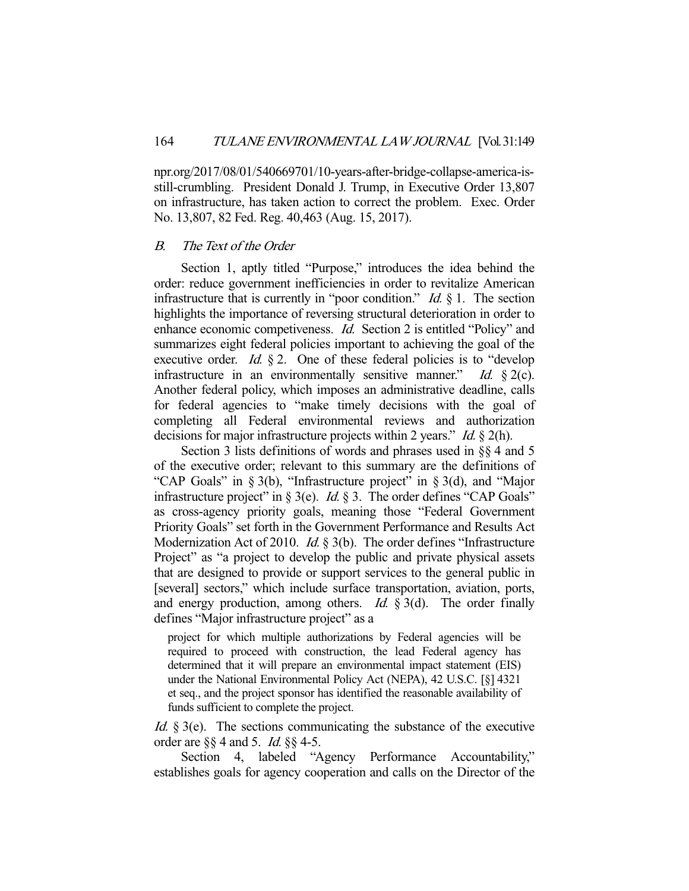npr.org/2017/08/01/540669701/10-years-after-bridge-collapse-america-is-still-crumbling. President Donald J. Trump, in Executive Order 13,807 on infrastructure, has taken action to correct the problem. Exec. Order No. 13,807, 82 Fed. Reg. 40,463 (Aug. 15, 2017).

### *B. The Text of the Order*

Section 1, aptly titled "Purpose," introduces the idea behind the order: reduce government inefficiencies in order to revitalize American infrastructure that is currently in "poor condition." *Id.* § 1. The section highlights the importance of reversing structural deterioration in order to enhance economic competiveness. *Id.* Section 2 is entitled "Policy" and summarizes eight federal policies important to achieving the goal of the executive order. *Id.* § 2. One of these federal policies is to "develop infrastructure in an environmentally sensitive manner." *Id.* § 2(c). Another federal policy, which imposes an administrative deadline, calls for federal agencies to "make timely decisions with the goal of completing all Federal environmental reviews and authorization decisions for major infrastructure projects within 2 years." *Id.* § 2(h).

Section 3 lists definitions of words and phrases used in §§ 4 and 5 of the executive order; relevant to this summary are the definitions of "CAP Goals" in § 3(b), "Infrastructure project" in § 3(d), and "Major infrastructure project" in § 3(e). *Id.* § 3. The order defines "CAP Goals" as cross-agency priority goals, meaning those "Federal Government Priority Goals" set forth in the Government Performance and Results Act Modernization Act of 2010. *Id.* § 3(b). The order defines "Infrastructure Project" as "a project to develop the public and private physical assets that are designed to provide or support services to the general public in [several] sectors," which include surface transportation, aviation, ports, and energy production, among others. *Id.* § 3(d). The order finally defines "Major infrastructure project" as a

> project for which multiple authorizations by Federal agencies will be required to proceed with construction, the lead Federal agency has determined that it will prepare an environmental impact statement (EIS) under the National Environmental Policy Act (NEPA), 42 U.S.C. [§] 4321 et seq., and the project sponsor has identified the reasonable availability of funds sufficient to complete the project.

*Id.* § 3(e). The sections communicating the substance of the executive order are §§ 4 and 5. *Id.* §§ 4-5.

Section 4, labeled "Agency Performance Accountability," establishes goals for agency cooperation and calls on the Director of the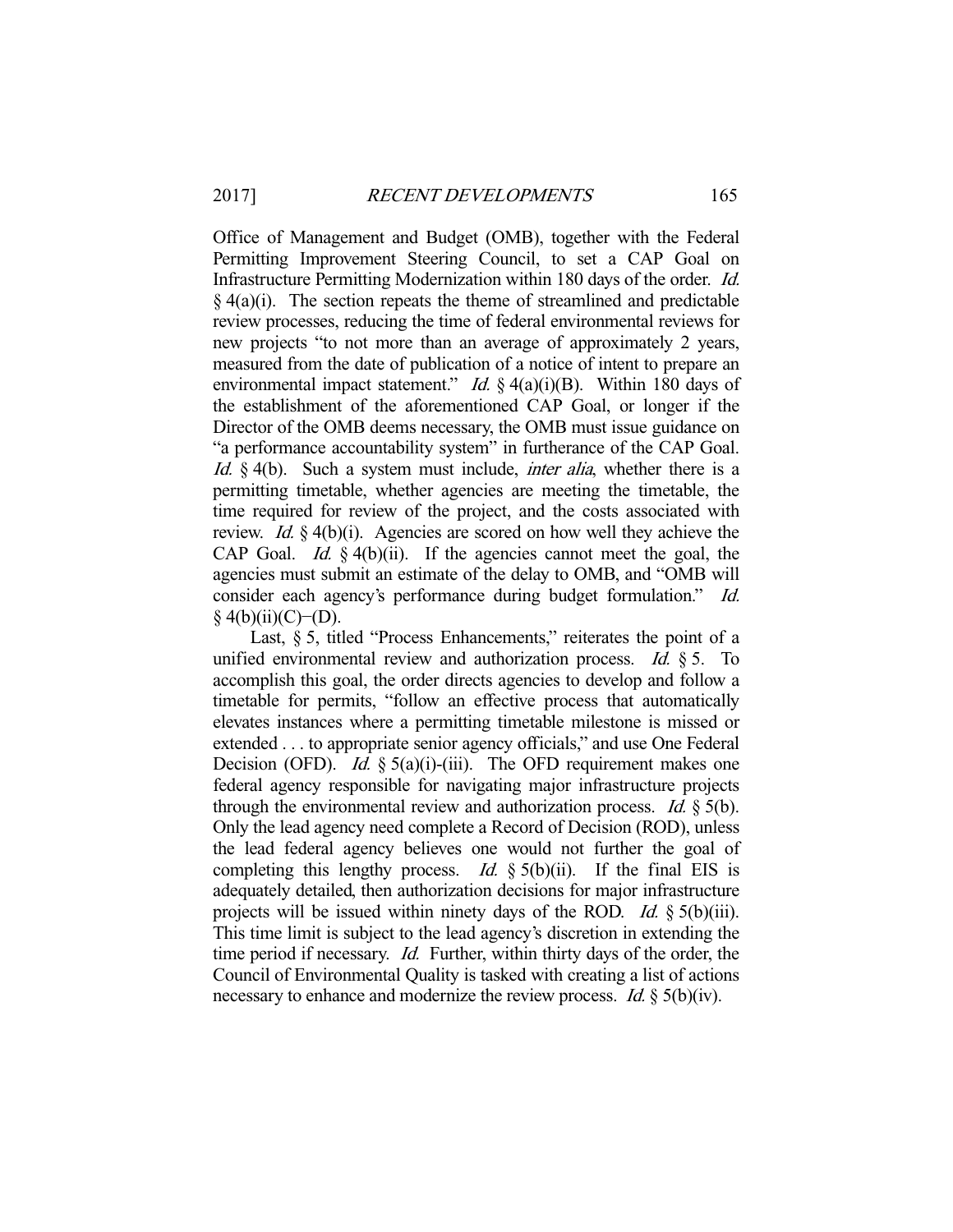Office of Management and Budget (OMB), together with the Federal Permitting Improvement Steering Council, to set a CAP Goal on Infrastructure Permitting Modernization within 180 days of the order. *Id.* § 4(a)(i). The section repeats the theme of streamlined and predictable review processes, reducing the time of federal environmental reviews for new projects "to not more than an average of approximately 2 years, measured from the date of publication of a notice of intent to prepare an environmental impact statement." *Id.* § 4(a)(i)(B). Within 180 days of the establishment of the aforementioned CAP Goal, or longer if the Director of the OMB deems necessary, the OMB must issue guidance on "a performance accountability system" in furtherance of the CAP Goal. *Id.* § 4(b). Such a system must include, *inter alia*, whether there is a permitting timetable, whether agencies are meeting the timetable, the time required for review of the project, and the costs associated with review. *Id.* § 4(b)(i). Agencies are scored on how well they achieve the CAP Goal. *Id.* § 4(b)(ii). If the agencies cannot meet the goal, the agencies must submit an estimate of the delay to OMB, and "OMB will consider each agency's performance during budget formulation." *Id.* § 4(b)(ii)(C)–(D).

Last, § 5, titled "Process Enhancements," reiterates the point of a unified environmental review and authorization process. *Id.* § 5. To accomplish this goal, the order directs agencies to develop and follow a timetable for permits, "follow an effective process that automatically elevates instances where a permitting timetable milestone is missed or extended . . . to appropriate senior agency officials," and use One Federal Decision (OFD). *Id.* § 5(a)(i)-(iii). The OFD requirement makes one federal agency responsible for navigating major infrastructure projects through the environmental review and authorization process. *Id.* § 5(b). Only the lead agency need complete a Record of Decision (ROD), unless the lead federal agency believes one would not further the goal of completing this lengthy process. *Id.* § 5(b)(ii). If the final EIS is adequately detailed, then authorization decisions for major infrastructure projects will be issued within ninety days of the ROD. *Id.* § 5(b)(iii). This time limit is subject to the lead agency's discretion in extending the time period if necessary. *Id.* Further, within thirty days of the order, the Council of Environmental Quality is tasked with creating a list of actions necessary to enhance and modernize the review process. *Id.* § 5(b)(iv).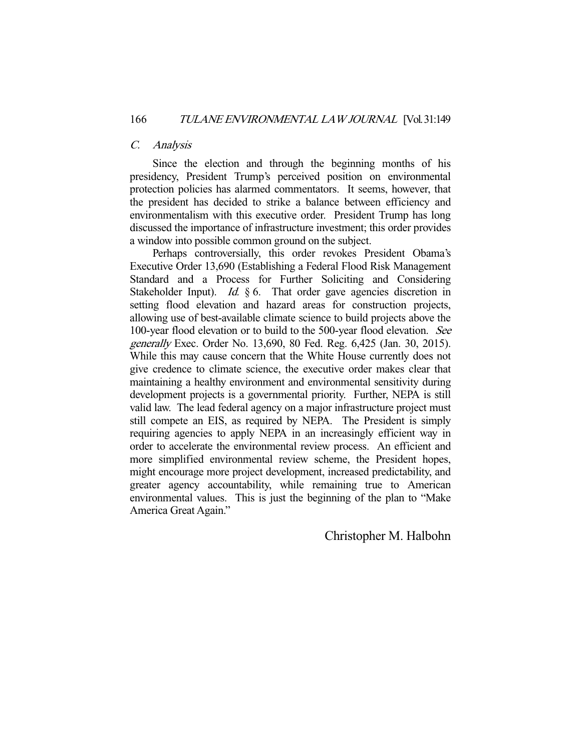### *C. Analysis*

Since the election and through the beginning months of his presidency, President Trump's perceived position on environmental protection policies has alarmed commentators. It seems, however, that the president has decided to strike a balance between efficiency and environmentalism with this executive order. President Trump has long discussed the importance of infrastructure investment; this order provides a window into possible common ground on the subject.

Perhaps controversially, this order revokes President Obama's Executive Order 13,690 (Establishing a Federal Flood Risk Management Standard and a Process for Further Soliciting and Considering Stakeholder Input). *Id.* § 6. That order gave agencies discretion in setting flood elevation and hazard areas for construction projects, allowing use of best-available climate science to build projects above the 100-year flood elevation or to build to the 500-year flood elevation. *See generally* Exec. Order No. 13,690, 80 Fed. Reg. 6,425 (Jan. 30, 2015). While this may cause concern that the White House currently does not give credence to climate science, the executive order makes clear that maintaining a healthy environment and environmental sensitivity during development projects is a governmental priority. Further, NEPA is still valid law. The lead federal agency on a major infrastructure project must still compete an EIS, as required by NEPA. The President is simply requiring agencies to apply NEPA in an increasingly efficient way in order to accelerate the environmental review process. An efficient and more simplified environmental review scheme, the President hopes, might encourage more project development, increased predictability, and greater agency accountability, while remaining true to American environmental values. This is just the beginning of the plan to "Make America Great Again."

Christopher M. Halbohn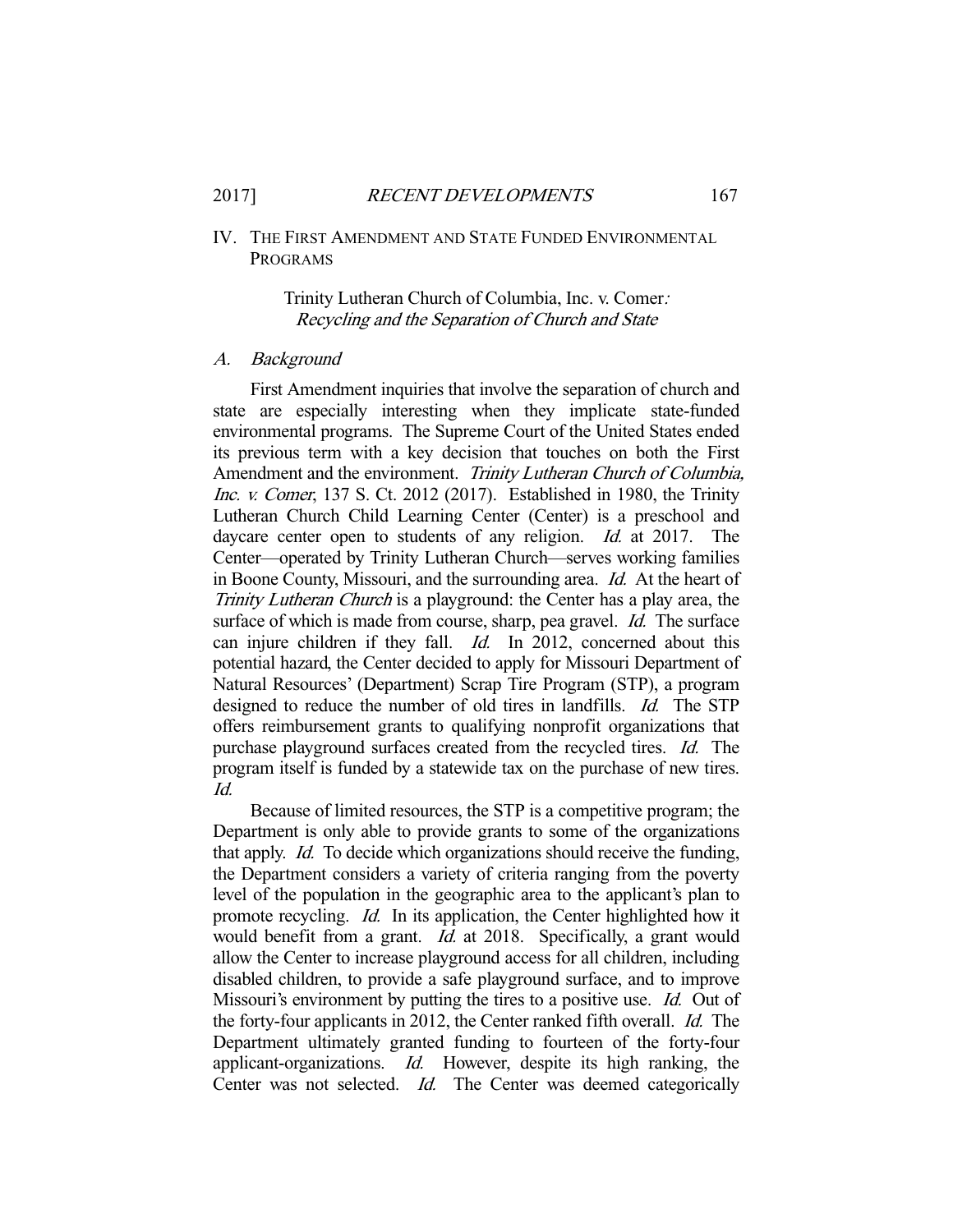## IV. THE FIRST AMENDMENT AND STATE FUNDED ENVIRONMENTAL PROGRAMS

### Trinity Lutheran Church of Columbia, Inc. v. Comer: *Recycling and the Separation of Church and State*

#### *A. Background*

First Amendment inquiries that involve the separation of church and state are especially interesting when they implicate state-funded environmental programs. The Supreme Court of the United States ended its previous term with a key decision that touches on both the First Amendment and the environment. *Trinity Lutheran Church of Columbia, Inc. v. Comer*, 137 S. Ct. 2012 (2017). Established in 1980, the Trinity Lutheran Church Child Learning Center (Center) is a preschool and daycare center open to students of any religion. *Id.* at 2017. The Center—operated by Trinity Lutheran Church—serves working families in Boone County, Missouri, and the surrounding area. *Id.* At the heart of *Trinity Lutheran Church* is a playground: the Center has a play area, the surface of which is made from course, sharp, pea gravel. *Id.* The surface can injure children if they fall. *Id.* In 2012, concerned about this potential hazard, the Center decided to apply for Missouri Department of Natural Resources' (Department) Scrap Tire Program (STP), a program designed to reduce the number of old tires in landfills. *Id.* The STP offers reimbursement grants to qualifying nonprofit organizations that purchase playground surfaces created from the recycled tires. *Id.* The program itself is funded by a statewide tax on the purchase of new tires. *Id.*

Because of limited resources, the STP is a competitive program; the Department is only able to provide grants to some of the organizations that apply. *Id.* To decide which organizations should receive the funding, the Department considers a variety of criteria ranging from the poverty level of the population in the geographic area to the applicant's plan to promote recycling. *Id.* In its application, the Center highlighted how it would benefit from a grant. *Id.* at 2018. Specifically, a grant would allow the Center to increase playground access for all children, including disabled children, to provide a safe playground surface, and to improve Missouri's environment by putting the tires to a positive use. *Id.* Out of the forty-four applicants in 2012, the Center ranked fifth overall. *Id.* The Department ultimately granted funding to fourteen of the forty-four applicant-organizations. *Id.* However, despite its high ranking, the Center was not selected. *Id.* The Center was deemed categorically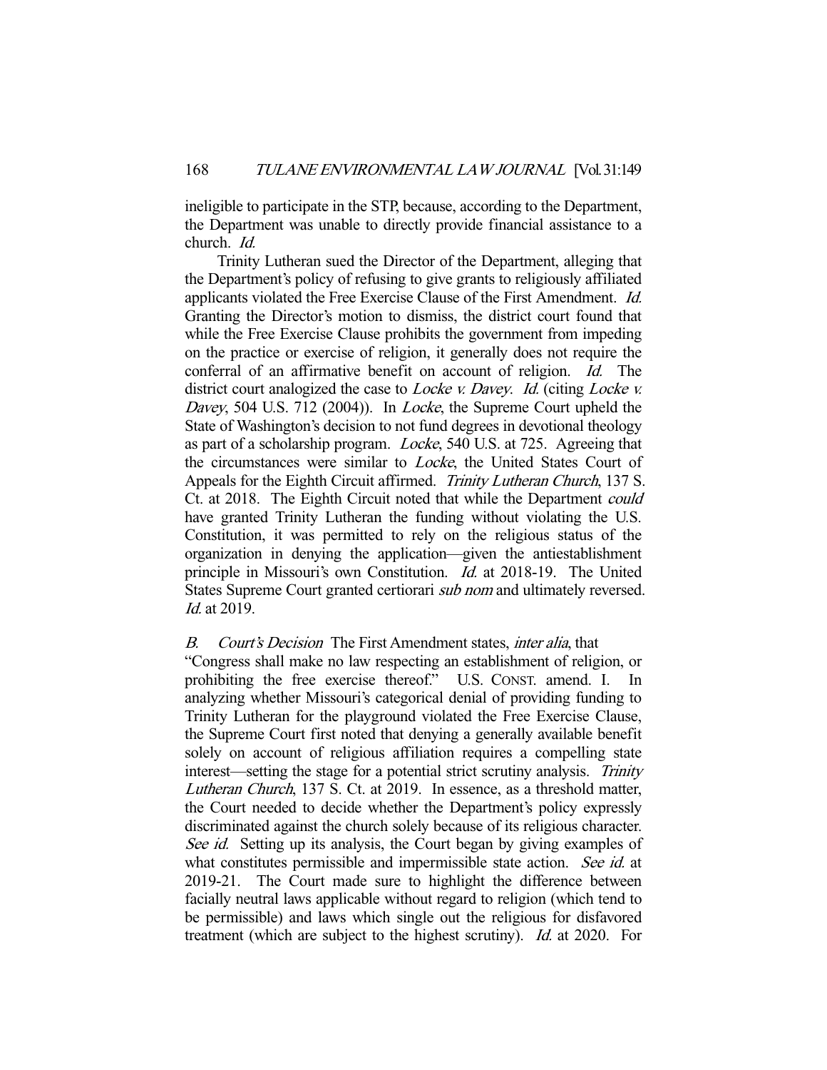ineligible to participate in the STP, because, according to the Department, the Department was unable to directly provide financial assistance to a church. *Id.*

Trinity Lutheran sued the Director of the Department, alleging that the Department's policy of refusing to give grants to religiously affiliated applicants violated the Free Exercise Clause of the First Amendment. *Id.* Granting the Director's motion to dismiss, the district court found that while the Free Exercise Clause prohibits the government from impeding on the practice or exercise of religion, it generally does not require the conferral of an affirmative benefit on account of religion. *Id.* The district court analogized the case to *Locke v. Davey*. *Id.* (citing *Locke v. Davey*, 504 U.S. 712 (2004)). In *Locke*, the Supreme Court upheld the State of Washington's decision to not fund degrees in devotional theology as part of a scholarship program. *Locke*, 540 U.S. at 725. Agreeing that the circumstances were similar to *Locke*, the United States Court of Appeals for the Eighth Circuit affirmed. *Trinity Lutheran Church*, 137 S. Ct. at 2018. The Eighth Circuit noted that while the Department *could* have granted Trinity Lutheran the funding without violating the U.S. Constitution, it was permitted to rely on the religious status of the organization in denying the application—given the antiestablishment principle in Missouri's own Constitution. *Id.* at 2018-19. The United States Supreme Court granted certiorari *sub nom* and ultimately reversed. *Id.* at 2019.

*B. Court's Decision* The First Amendment states, *inter alia*, that "Congress shall make no law respecting an establishment of religion, or prohibiting the free exercise thereof." U.S. CONST. amend. I. In analyzing whether Missouri's categorical denial of providing funding to Trinity Lutheran for the playground violated the Free Exercise Clause, the Supreme Court first noted that denying a generally available benefit solely on account of religious affiliation requires a compelling state interest—setting the stage for a potential strict scrutiny analysis. *Trinity Lutheran Church*, 137 S. Ct. at 2019. In essence, as a threshold matter, the Court needed to decide whether the Department's policy expressly discriminated against the church solely because of its religious character. *See id.* Setting up its analysis, the Court began by giving examples of what constitutes permissible and impermissible state action. *See id.* at 2019-21. The Court made sure to highlight the difference between facially neutral laws applicable without regard to religion (which tend to be permissible) and laws which single out the religious for disfavored treatment (which are subject to the highest scrutiny). *Id.* at 2020. For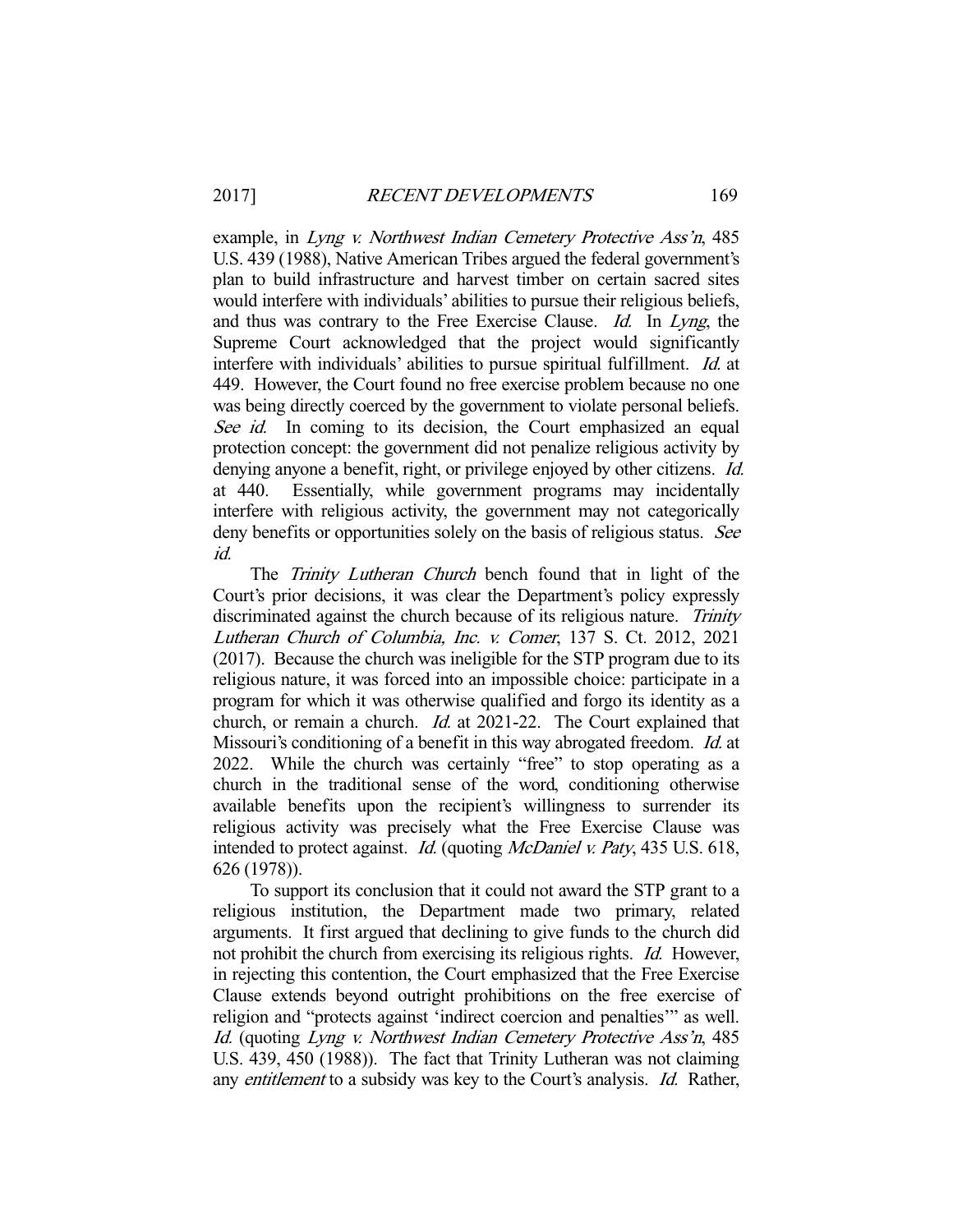example, in *Lyng v. Northwest Indian Cemetery Protective Ass'n*, 485 U.S. 439 (1988), Native American Tribes argued the federal government's plan to build infrastructure and harvest timber on certain sacred sites would interfere with individuals' abilities to pursue their religious beliefs, and thus was contrary to the Free Exercise Clause. *Id.* In *Lyng*, the Supreme Court acknowledged that the project would significantly interfere with individuals' abilities to pursue spiritual fulfillment. *Id.* at 449. However, the Court found no free exercise problem because no one was being directly coerced by the government to violate personal beliefs. *See id.* In coming to its decision, the Court emphasized an equal protection concept: the government did not penalize religious activity by denying anyone a benefit, right, or privilege enjoyed by other citizens. *Id.* at 440. Essentially, while government programs may incidentally interfere with religious activity, the government may not categorically deny benefits or opportunities solely on the basis of religious status. *See id.*

The *Trinity Lutheran Church* bench found that in light of the Court's prior decisions, it was clear the Department's policy expressly discriminated against the church because of its religious nature. *Trinity Lutheran Church of Columbia, Inc. v. Comer*, 137 S. Ct. 2012, 2021 (2017). Because the church was ineligible for the STP program due to its religious nature, it was forced into an impossible choice: participate in a program for which it was otherwise qualified and forgo its identity as a church, or remain a church. *Id.* at 2021-22. The Court explained that Missouri's conditioning of a benefit in this way abrogated freedom. *Id.* at 2022. While the church was certainly "free" to stop operating as a church in the traditional sense of the word, conditioning otherwise available benefits upon the recipient's willingness to surrender its religious activity was precisely what the Free Exercise Clause was intended to protect against. *Id.* (quoting *McDaniel v. Paty*, 435 U.S. 618, 626 (1978)).

To support its conclusion that it could not award the STP grant to a religious institution, the Department made two primary, related arguments. It first argued that declining to give funds to the church did not prohibit the church from exercising its religious rights. *Id.* However, in rejecting this contention, the Court emphasized that the Free Exercise Clause extends beyond outright prohibitions on the free exercise of religion and "protects against 'indirect coercion and penalties'" as well. *Id.* (quoting *Lyng v. Northwest Indian Cemetery Protective Ass'n*, 485 U.S. 439, 450 (1988)). The fact that Trinity Lutheran was not claiming any *entitlement* to a subsidy was key to the Court's analysis. *Id.* Rather,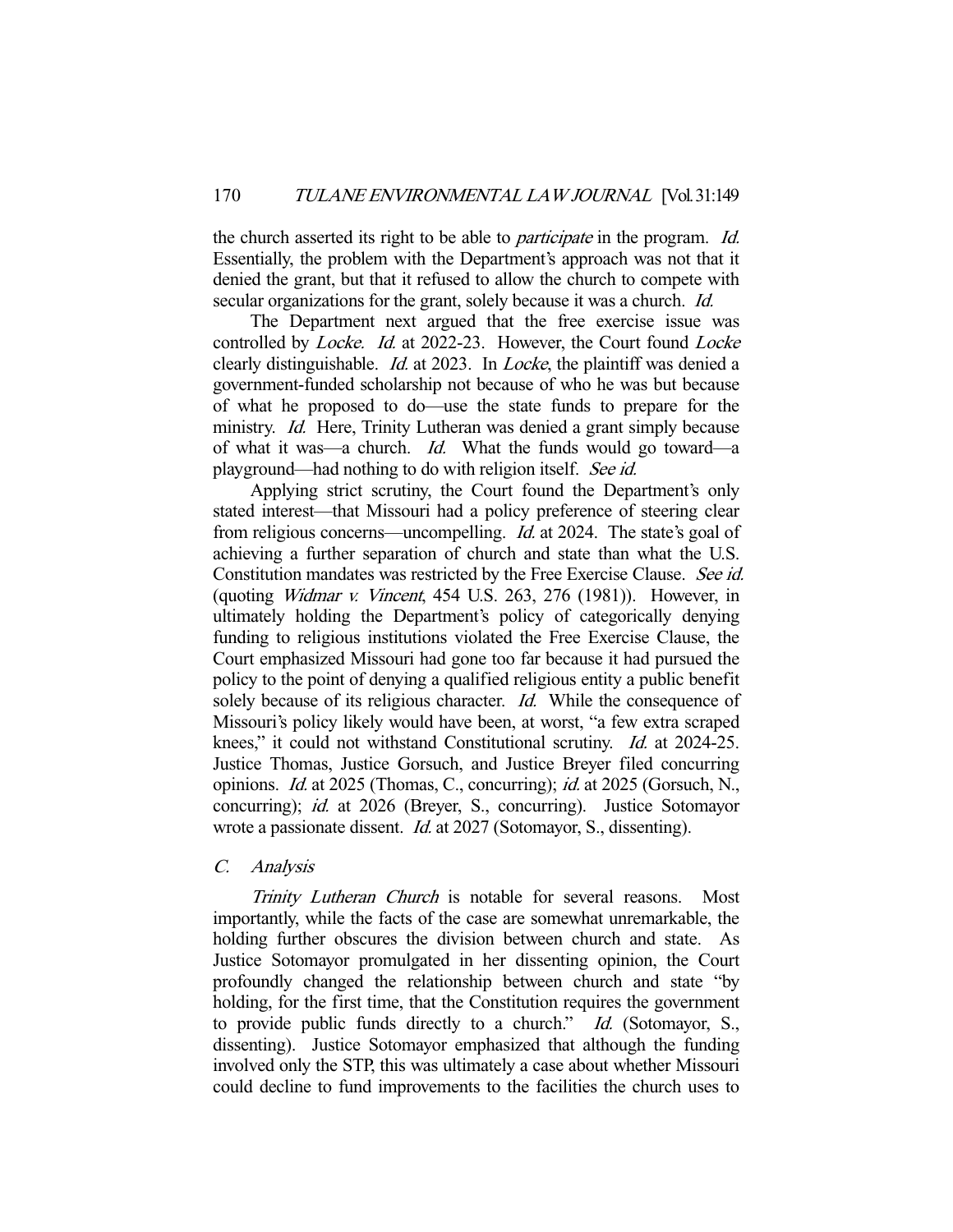the church asserted its right to be able to *participate* in the program. *Id.* Essentially, the problem with the Department's approach was not that it denied the grant, but that it refused to allow the church to compete with secular organizations for the grant, solely because it was a church. *Id.*

The Department next argued that the free exercise issue was controlled by *Locke*. *Id.* at 2022-23. However, the Court found *Locke* clearly distinguishable. *Id.* at 2023. In *Locke*, the plaintiff was denied a government-funded scholarship not because of who he was but because of what he proposed to do—use the state funds to prepare for the ministry. *Id.* Here, Trinity Lutheran was denied a grant simply because of what it was—a church. *Id.* What the funds would go toward—a playground—had nothing to do with religion itself. *See id.*

Applying strict scrutiny, the Court found the Department's only stated interest—that Missouri had a policy preference of steering clear from religious concerns—uncompelling. *Id.* at 2024. The state's goal of achieving a further separation of church and state than what the U.S. Constitution mandates was restricted by the Free Exercise Clause. *See id.* (quoting *Widmar v. Vincent*, 454 U.S. 263, 276 (1981)). However, in ultimately holding the Department's policy of categorically denying funding to religious institutions violated the Free Exercise Clause, the Court emphasized Missouri had gone too far because it had pursued the policy to the point of denying a qualified religious entity a public benefit solely because of its religious character. *Id.* While the consequence of Missouri's policy likely would have been, at worst, "a few extra scraped knees," it could not withstand Constitutional scrutiny. *Id.* at 2024-25. Justice Thomas, Justice Gorsuch, and Justice Breyer filed concurring opinions. *Id.* at 2025 (Thomas, C., concurring); *id.* at 2025 (Gorsuch, N., concurring); *id.* at 2026 (Breyer, S., concurring). Justice Sotomayor wrote a passionate dissent. *Id.* at 2027 (Sotomayor, S., dissenting).

### C. *Analysis*

*Trinity Lutheran Church* is notable for several reasons. Most importantly, while the facts of the case are somewhat unremarkable, the holding further obscures the division between church and state. As Justice Sotomayor promulgated in her dissenting opinion, the Court profoundly changed the relationship between church and state "by holding, for the first time, that the Constitution requires the government to provide public funds directly to a church." *Id.* (Sotomayor, S., dissenting). Justice Sotomayor emphasized that although the funding involved only the STP, this was ultimately a case about whether Missouri could decline to fund improvements to the facilities the church uses to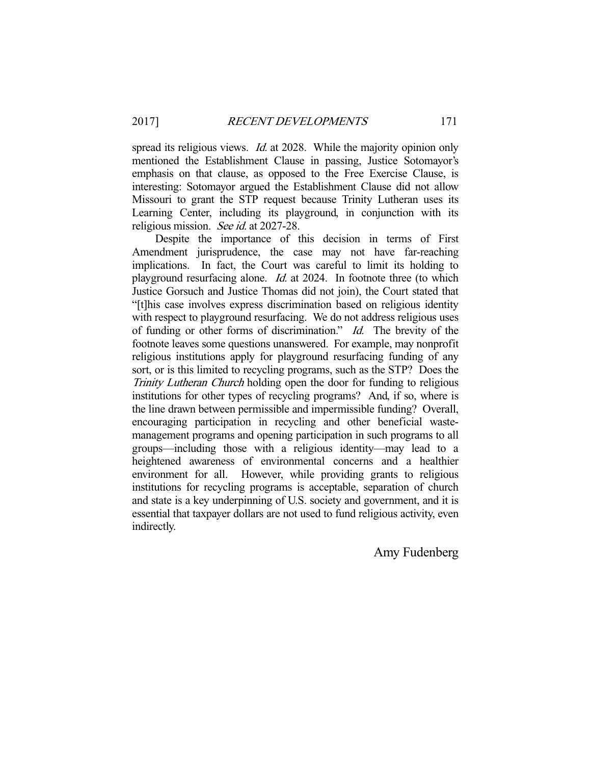spread its religious views. *Id.* at 2028. While the majority opinion only mentioned the Establishment Clause in passing, Justice Sotomayor's emphasis on that clause, as opposed to the Free Exercise Clause, is interesting: Sotomayor argued the Establishment Clause did not allow Missouri to grant the STP request because Trinity Lutheran uses its Learning Center, including its playground, in conjunction with its religious mission. *See id.* at 2027-28.

Despite the importance of this decision in terms of First Amendment jurisprudence, the case may not have far-reaching implications. In fact, the Court was careful to limit its holding to playground resurfacing alone. *Id.* at 2024. In footnote three (to which Justice Gorsuch and Justice Thomas did not join), the Court stated that "[t]his case involves express discrimination based on religious identity with respect to playground resurfacing. We do not address religious uses of funding or other forms of discrimination." *Id.* The brevity of the footnote leaves some questions unanswered. For example, may nonprofit religious institutions apply for playground resurfacing funding of any sort, or is this limited to recycling programs, such as the STP? Does the *Trinity Lutheran Church* holding open the door for funding to religious institutions for other types of recycling programs? And, if so, where is the line drawn between permissible and impermissible funding? Overall, encouraging participation in recycling and other beneficial waste-management programs and opening participation in such programs to all groups—including those with a religious identity—may lead to a heightened awareness of environmental concerns and a healthier environment for all. However, while providing grants to religious institutions for recycling programs is acceptable, separation of church and state is a key underpinning of U.S. society and government, and it is essential that taxpayer dollars are not used to fund religious activity, even indirectly.

Amy Fudenberg